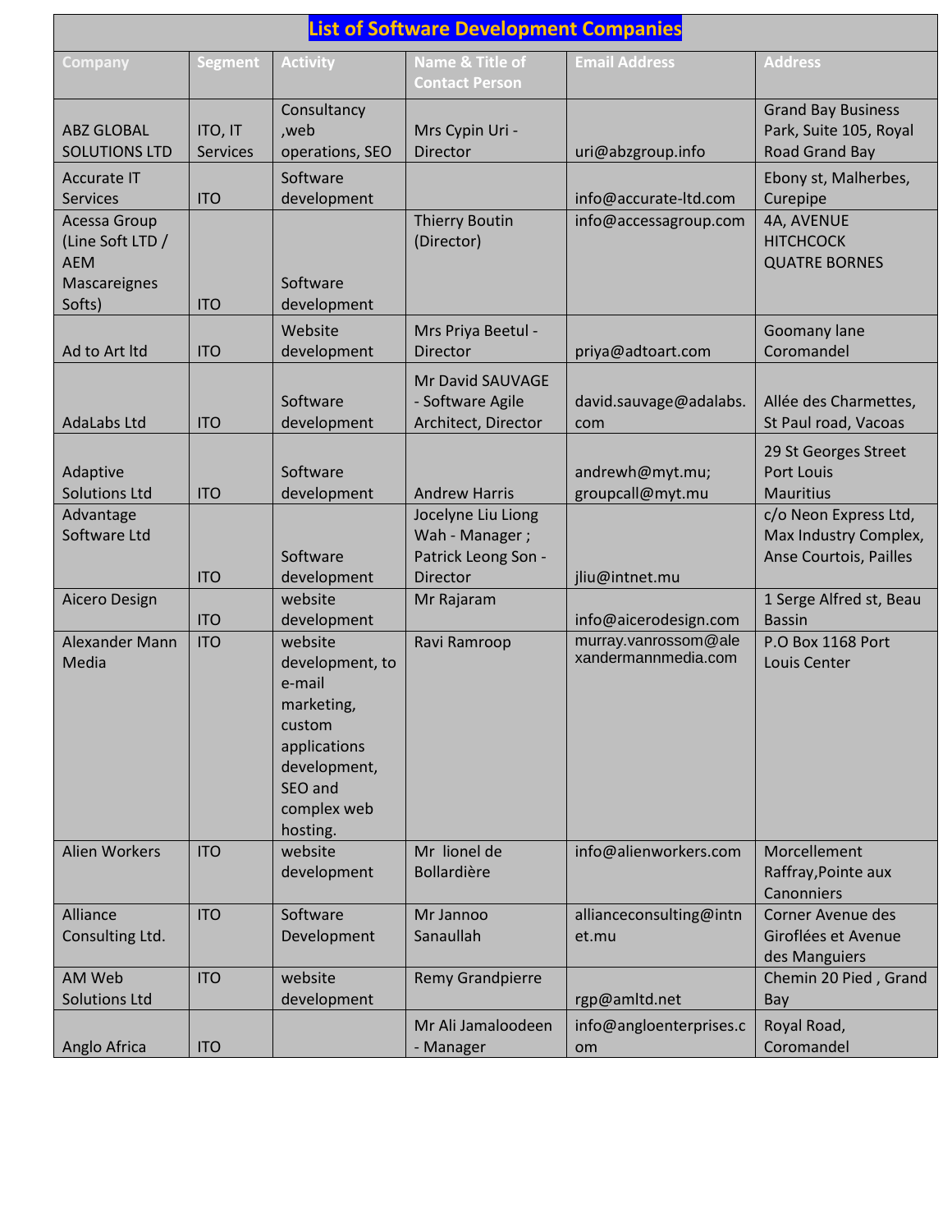# List of Software Development Companies

| Company | Segment | Activity | Name & Title of Contact Person | Email Address | Address |
|---|---|---|---|---|---|
| ABZ GLOBAL SOLUTIONS LTD | ITO, IT Services | Consultancy ,web operations, SEO | Mrs Cypin Uri - Director | uri@abzgroup.info | Grand Bay Business Park, Suite 105, Royal Road Grand Bay |
| Accurate IT Services | ITO | Software development | | info@accurate-ltd.com | Ebony st, Malherbes, Curepipe |
| Acessa Group (Line Soft LTD / AEM Mascareignes Softs) | ITO | Software development | Thierry Boutin (Director) | info@accessagroup.com | 4A, AVENUE HITCHCOCK QUATRE BORNES |
| Ad to Art ltd | ITO | Website development | Mrs Priya Beetul - Director | priya@adtoart.com | Goomany lane Coromandel |
| AdaLabs Ltd | ITO | Software development | Mr David SAUVAGE - Software Agile Architect, Director | david.sauvage@adalabs.com | Allée des Charmettes, St Paul road, Vacoas |
| Adaptive Solutions Ltd | ITO | Software development | Andrew Harris | andrewh@myt.mu; groupcall@myt.mu | 29 St Georges Street Port Louis Mauritius |
| Advantage Software Ltd | ITO | Software development | Jocelyne Liu Liong Wah - Manager ; Patrick Leong Son - Director | jliu@intnet.mu | c/o Neon Express Ltd, Max Industry Complex, Anse Courtois, Pailles |
| Aicero Design | ITO | website development | Mr Rajaram | info@aicerodesign.com | 1 Serge Alfred st, Beau Bassin |
| Alexander Mann Media | ITO | website development, to e-mail marketing, custom applications development, SEO and complex web hosting. | Ravi Ramroop | murray.vanrossom@alexandermannmedia.com | P.O Box 1168 Port Louis Center |
| Alien Workers | ITO | website development | Mr lionel de Bollardière | info@alienworkers.com | Morcellement Raffray,Pointe aux Canonniers |
| Alliance Consulting Ltd. | ITO | Software Development | Mr Jannoo Sanaullah | allianceconsulting@intnet.mu | Corner Avenue des Giroflées et Avenue des Manguiers |
| AM Web Solutions Ltd | ITO | website development | Remy Grandpierre | rgp@amltd.net | Chemin 20 Pied , Grand Bay |
| Anglo Africa | ITO | | Mr Ali Jamaloodeen - Manager | info@angloenterprises.com | Royal Road, Coromandel |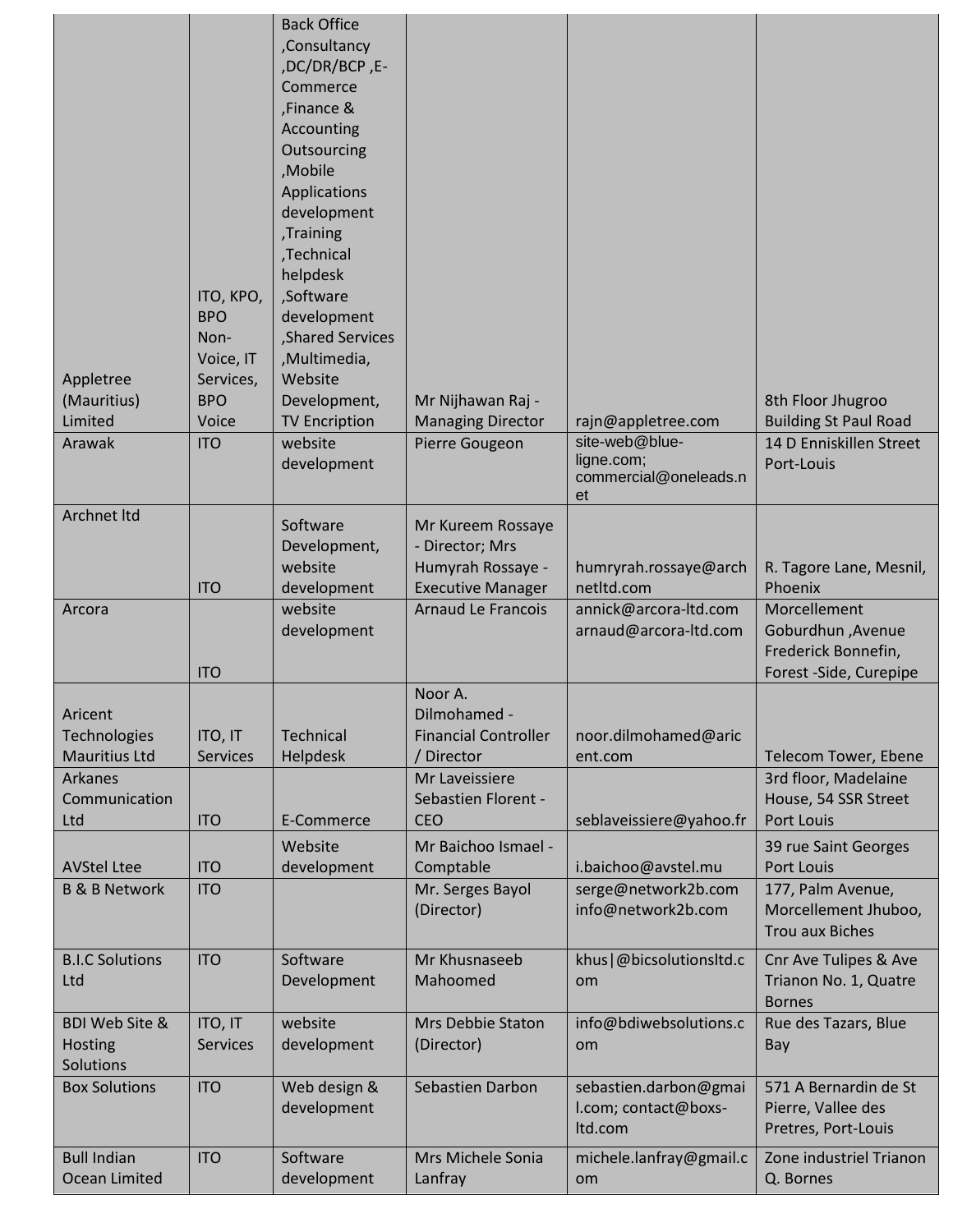| Appletree (Mauritius) Limited | ITO, KPO, BPO Non-Voice, IT Services, BPO Voice | Back Office ,Consultancy ,DC/DR/BCP ,E-Commerce ,Finance & Accounting Outsourcing ,Mobile Applications development ,Training ,Technical helpdesk ,Software development ,Shared Services ,Multimedia, Website Development, TV Encription | Mr Nijhawan Raj - Managing Director | rajn@appletree.com | 8th Floor Jhugroo Building St Paul Road |
|---|---|---|---|---|---|
| Arawak | ITO | website development | Pierre Gougeon | site-web@blue-ligne.com; commercial@oneleads.net | 14 D Enniskillen Street Port-Louis |
| Archnet ltd | ITO | Software Development, website development | Mr Kureem Rossaye - Director; Mrs Humyrah Rossaye - Executive Manager | humryrah.rossaye@archnetltd.com | R. Tagore Lane, Mesnil, Phoenix |
| Arcora | ITO | website development | Arnaud Le Francois | annick@arcora-ltd.com arnaud@arcora-ltd.com | Morcellement Goburdhun ,Avenue Frederick Bonnefin, Forest -Side, Curepipe |
| Aricent Technologies Mauritius Ltd | ITO, IT Services | Technical Helpdesk | Noor A. Dilmohamed - Financial Controller / Director | noor.dilmohamed@aricent.com | Telecom Tower, Ebene |
| Arkanes Communication Ltd | ITO | E-Commerce | Mr Laveissiere Sebastien Florent - CEO | seblaveissiere@yahoo.fr | 3rd floor, Madelaine House, 54 SSR Street Port Louis |
| AVStel Ltee | ITO | Website development | Mr Baichoo Ismael - Comptable | i.baichoo@avstel.mu | 39 rue Saint Georges Port Louis |
| B & B Network | ITO | | Mr. Serges Bayol (Director) | serge@network2b.com info@network2b.com | 177, Palm Avenue, Morcellement Jhuboo, Trou aux Biches |
| B.I.C Solutions Ltd | ITO | Software Development | Mr Khusnaseeb Mahoomed | khus\|@bicsolutionsltd.com | Cnr Ave Tulipes & Ave Trianon No. 1, Quatre Bornes |
| BDI Web Site & Hosting Solutions | ITO, IT Services | website development | Mrs Debbie Staton (Director) | info@bdiwebsolutions.com | Rue des Tazars, Blue Bay |
| Box Solutions | ITO | Web design & development | Sebastien Darbon | sebastien.darbon@gmail.com; contact@boxs-ltd.com | 571 A Bernardin de St Pierre, Vallee des Pretres, Port-Louis |
| Bull Indian Ocean Limited | ITO | Software development | Mrs Michele Sonia Lanfray | michele.lanfray@gmail.com | Zone industriel Trianon Q. Bornes |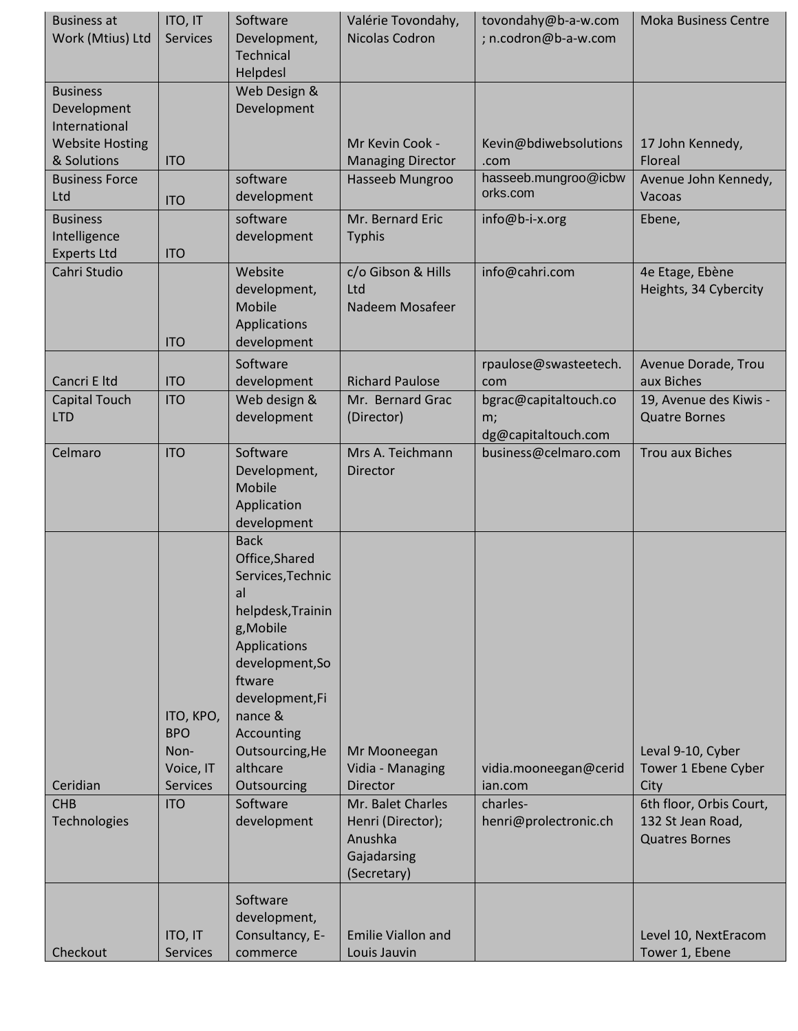| Business at Work (Mtius) Ltd | ITO, IT Services | Software Development, Technical Helpdesl | Valérie Tovondahy, Nicolas Codron | tovondahy@b-a-w.com ; n.codron@b-a-w.com | Moka Business Centre |
|---|---|---|---|---|---|
| Business Development International Website Hosting & Solutions | ITO | Web Design & Development | Mr Kevin Cook - Managing Director | Kevin@bdiwebsolutions.com | 17 John Kennedy, Floreal |
| Business Force Ltd | ITO | software development | Hasseeb Mungroo | hasseeb.mungroo@icbworks.com | Avenue John Kennedy, Vacoas |
| Business Intelligence Experts Ltd | ITO | software development | Mr. Bernard Eric Typhis | info@b-i-x.org | Ebene, |
| Cahri Studio | ITO | Website development, Mobile Applications development | c/o Gibson & Hills Ltd Nadeem Mosafeer | info@cahri.com | 4e Etage, Ebène Heights, 34 Cybercity |
| Cancri E ltd | ITO | Software development | Richard Paulose | rpaulose@swasteetech.com | Avenue Dorade, Trou aux Biches |
| Capital Touch LTD | ITO | Web design & development | Mr. Bernard Grac (Director) | bgrac@capitaltouch.com; dg@capitaltouch.com | 19, Avenue des Kiwis - Quatre Bornes |
| Celmaro | ITO | Software Development, Mobile Application development | Mrs A. Teichmann Director | business@celmaro.com | Trou aux Biches |
| Ceridian | ITO, KPO, BPO Non-Voice, IT Services | Back Office,Shared Services,Technical helpdesk,Training,Mobile Applications development,Software development,Finance & Accounting Outsourcing,Healthcare Outsourcing | Mr Mooneegan Vidia - Managing Director | vidia.mooneegan@ceridian.com | Leval 9-10, Cyber Tower 1 Ebene Cyber City |
| CHB Technologies | ITO | Software development | Mr. Balet Charles Henri (Director); Anushka Gajadarsing (Secretary) | charles-henri@prolectronic.ch | 6th floor, Orbis Court, 132 St Jean Road, Quatres Bornes |
| Checkout | ITO, IT Services | Software development, Consultancy, E-commerce | Emilie Viallon and Louis Jauvin | | Level 10, NextEracom Tower 1, Ebene |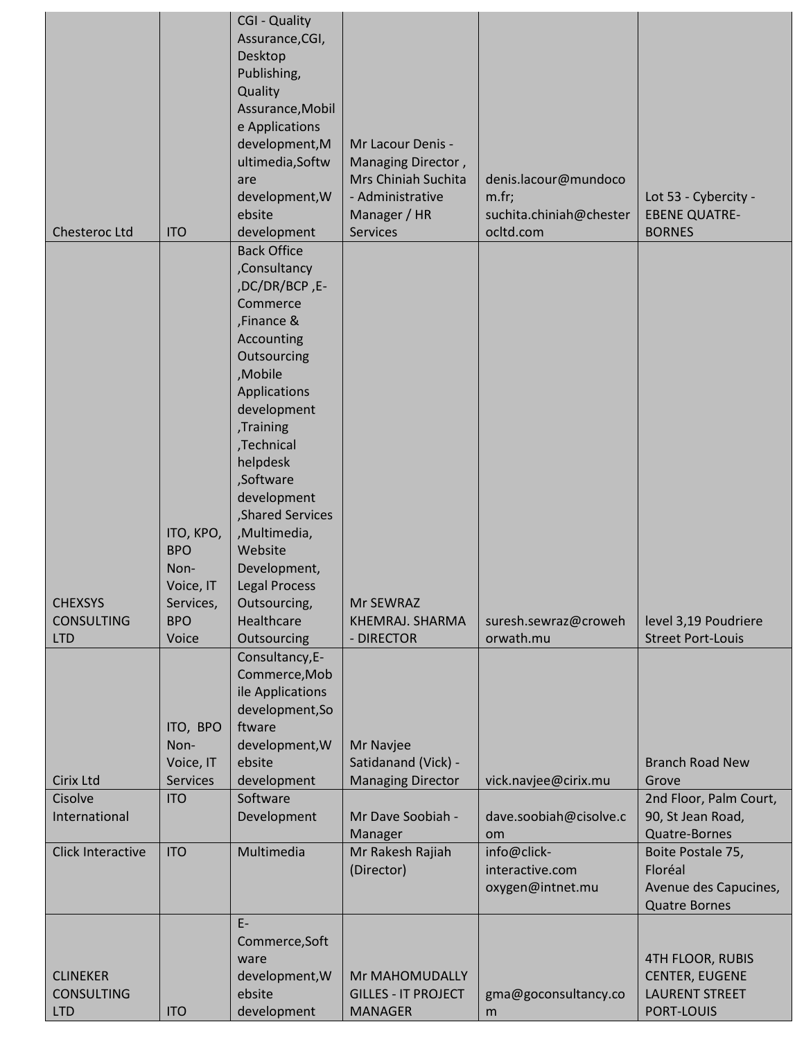| | | | | | |
|---|---|---|---|---|---|
| Chesteroc Ltd | ITO | CGI - Quality Assurance,CGI, Desktop Publishing, Quality Assurance,Mobile Applications development,Multimedia,Software development,Website development | Mr Lacour Denis - Managing Director , Mrs Chiniah Suchita - Administrative Manager / HR Services | denis.lacour@mundocom.fr; suchita.chiniah@chesterocltd.com | Lot 53 - Cybercity - EBENE QUATRE-BORNES |
| CHEXSYS CONSULTING LTD | ITO, KPO, BPO Non-Voice, IT Services, BPO Voice | Back Office ,Consultancy ,DC/DR/BCP ,E-Commerce ,Finance & Accounting Outsourcing ,Mobile Applications development ,Training ,Technical helpdesk ,Software development ,Shared Services ,Multimedia, Website Development, Legal Process Outsourcing, Healthcare Outsourcing | Mr SEWRAZ KHEMRAJ. SHARMA - DIRECTOR | suresh.sewraz@crowehorwath.mu | level 3,19 Poudriere Street Port-Louis |
| Cirix Ltd | ITO, BPO Non-Voice, IT Services | Consultancy,E-Commerce,Mobile Applications development,Software development,Website development | Mr Navjee Satidanand (Vick) - Managing Director | vick.navjee@cirix.mu | Branch Road New Grove |
| Cisolve International | ITO | Software Development | Mr Dave Soobiah - Manager | dave.soobiah@cisolve.com | 2nd Floor, Palm Court, 90, St Jean Road, Quatre-Bornes |
| Click Interactive | ITO | Multimedia | Mr Rakesh Rajiah (Director) | info@click-interactive.com oxygen@intnet.mu | Boite Postale 75, Floréal Avenue des Capucines, Quatre Bornes |
| CLINEKER CONSULTING LTD | ITO | E-Commerce,Software development,Website development | Mr MAHOMUDALLY GILLES - IT PROJECT MANAGER | gma@goconsultancy.com | 4TH FLOOR, RUBIS CENTER, EUGENE LAURENT STREET PORT-LOUIS |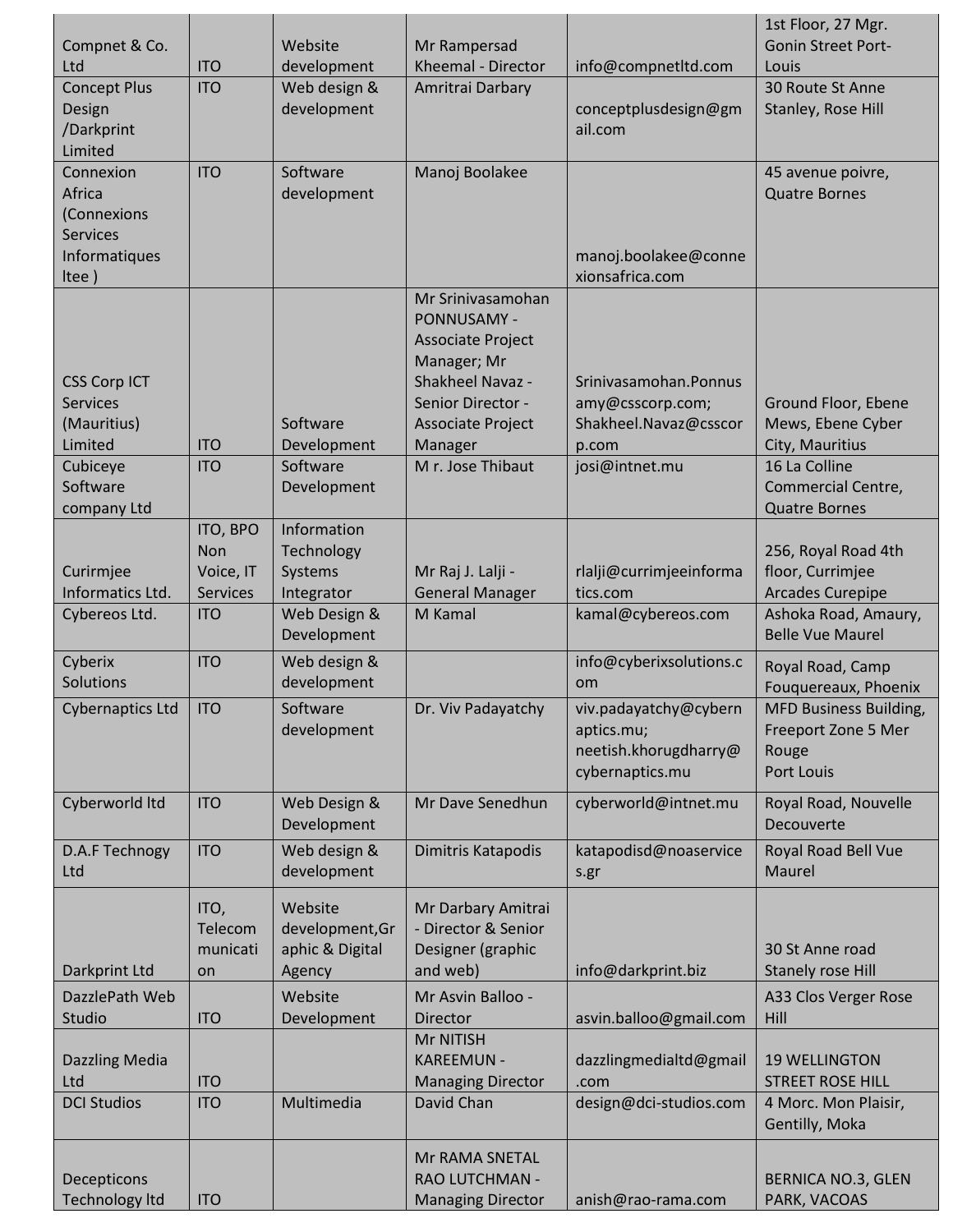| | | | | | |
|---|---|---|---|---|---|
| Compnet & Co. Ltd | ITO | Website development | Mr Rampersad Kheemal - Director | info@compnetltd.com | 1st Floor, 27 Mgr. Gonin Street Port-Louis |
| Concept Plus Design /Darkprint Limited | ITO | Web design & development | Amritrai Darbary | conceptplusdesign@gmail.com | 30 Route St Anne Stanley, Rose Hill |
| Connexion Africa (Connexions Services Informatiques ltee ) | ITO | Software development | Manoj Boolakee | manoj.boolakee@connexionsafrica.com | 45 avenue poivre, Quatre Bornes |
| CSS Corp ICT Services (Mauritius) Limited | ITO | Software Development | Mr Srinivasamohan PONNUSAMY - Associate Project Manager; Mr Shakheel Navaz - Senior Director - Associate Project Manager | Srinivasamohan.Ponnusamy@csscorp.com; Shakheel.Navaz@csscorp.com | Ground Floor, Ebene Mews, Ebene Cyber City, Mauritius |
| Cubiceye Software company Ltd | ITO | Software Development | M r. Jose Thibaut | josi@intnet.mu | 16 La Colline Commercial Centre, Quatre Bornes |
| Curirmjee Informatics Ltd. | ITO, BPO Non Voice, IT Services | Information Technology Systems Integrator | Mr Raj J. Lalji - General Manager | rlalji@currimjeeinformatics.com | 256, Royal Road 4th floor, Currimjee Arcades Curepipe |
| Cybereos Ltd. | ITO | Web Design & Development | M Kamal | kamal@cybereos.com | Ashoka Road, Amaury, Belle Vue Maurel |
| Cyberix Solutions | ITO | Web design & development | | info@cyberixsolutions.com | Royal Road, Camp Fouquereaux, Phoenix |
| Cybernaptics Ltd | ITO | Software development | Dr. Viv Padayatchy | viv.padayatchy@cybernaptics.mu; neetish.khorugdharry@cybernaptics.mu | MFD Business Building, Freeport Zone 5 Mer Rouge Port Louis |
| Cyberworld ltd | ITO | Web Design & Development | Mr Dave Senedhun | cyberworld@intnet.mu | Royal Road, Nouvelle Decouverte |
| D.A.F Technogy Ltd | ITO | Web design & development | Dimitris Katapodis | katapodisd@noaservices.gr | Royal Road Bell Vue Maurel |
| Darkprint Ltd | ITO, Telecommunication | Website development,Graphic & Digital Agency | Mr Darbary Amitrai - Director & Senior Designer (graphic and web) | info@darkprint.biz | 30 St Anne road Stanely rose Hill |
| DazzlePath Web Studio | ITO | Website Development | Mr Asvin Balloo - Director | asvin.balloo@gmail.com | A33 Clos Verger Rose Hill |
| Dazzling Media Ltd | ITO | | Mr NITISH KAREEMUN - Managing Director | dazzlingmedialtd@gmail.com | 19 WELLINGTON STREET ROSE HILL |
| DCI Studios | ITO | Multimedia | David Chan | design@dci-studios.com | 4 Morc. Mon Plaisir, Gentilly, Moka |
| Decepticons Technology ltd | ITO | | Mr RAMA SNETAL RAO LUTCHMAN - Managing Director | anish@rao-rama.com | BERNICA NO.3, GLEN PARK, VACOAS |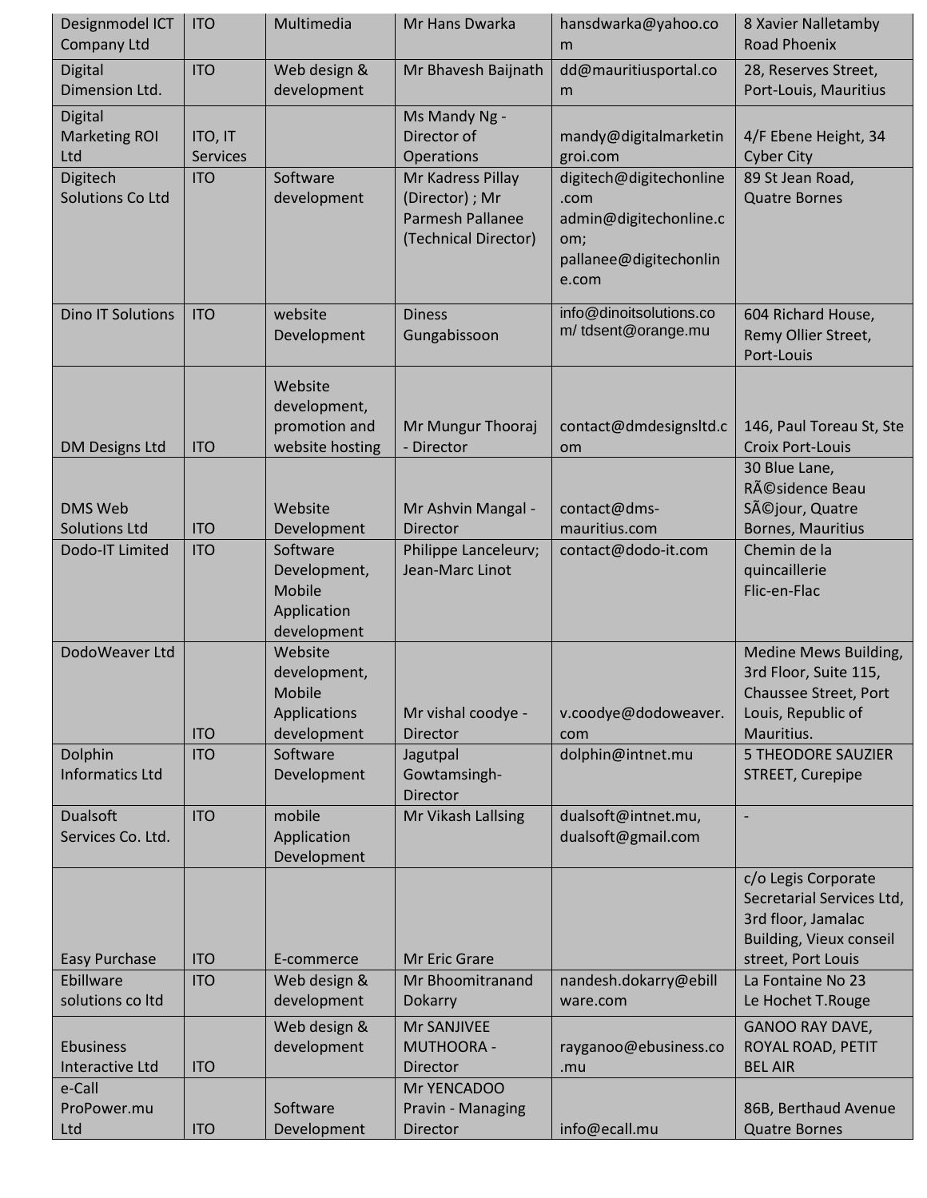| Designmodel ICT Company Ltd | ITO | Multimedia | Mr Hans Dwarka | hansdwarka@yahoo.com | 8 Xavier Nalletamby Road Phoenix |
|---|---|---|---|---|---|
| Digital Dimension Ltd. | ITO | Web design & development | Mr Bhavesh Baijnath | dd@mauritiusportal.com | 28, Reserves Street, Port-Louis, Mauritius |
| Digital Marketing ROI Ltd | ITO, IT Services | | Ms Mandy Ng - Director of Operations | mandy@digitalmarketingroi.com | 4/F Ebene Height, 34 Cyber City |
| Digitech Solutions Co Ltd | ITO | Software development | Mr Kadress Pillay (Director) ; Mr Parmesh Pallanee (Technical Director) | digitech@digitechonline.com admin@digitechonline.com; pallanee@digitechonline.com | 89 St Jean Road, Quatre Bornes |
| Dino IT Solutions | ITO | website Development | Diness Gungabissoon | info@dinoitsolutions.com/ tdsent@orange.mu | 604 Richard House, Remy Ollier Street, Port-Louis |
| DM Designs Ltd | ITO | Website development, promotion and website hosting | Mr Mungur Thooraj - Director | contact@dmdesignsltd.com | 146, Paul Toreau St, Ste Croix Port-Louis |
| DMS Web Solutions Ltd | ITO | Website Development | Mr Ashvin Mangal - Director | contact@dms-mauritius.com | 30 Blue Lane, RÃ©sidence Beau SÃ©jour, Quatre Bornes, Mauritius |
| Dodo-IT Limited | ITO | Software Development, Mobile Application development | Philippe Lanceleurv; Jean-Marc Linot | contact@dodo-it.com | Chemin de la quincaillerie Flic-en-Flac |
| DodoWeaver Ltd | ITO | Website development, Mobile Applications development | Mr vishal coodye - Director | v.coodye@dodoweaver.com | Medine Mews Building, 3rd Floor, Suite 115, Chaussee Street, Port Louis, Republic of Mauritius. |
| Dolphin Informatics Ltd | ITO | Software Development | Jagutpal Gowtamsingh-Director | dolphin@intnet.mu | 5 THEODORE SAUZIER STREET, Curepipe |
| Dualsoft Services Co. Ltd. | ITO | mobile Application Development | Mr Vikash Lallsing | dualsoft@intnet.mu, dualsoft@gmail.com | - |
| Easy Purchase | ITO | E-commerce | Mr Eric Grare | | c/o Legis Corporate Secretarial Services Ltd, 3rd floor, Jamalac Building, Vieux conseil street, Port Louis |
| Ebillware solutions co ltd | ITO | Web design & development | Mr Bhoomitranand Dokarry | nandesh.dokarry@ebillware.com | La Fontaine No 23 Le Hochet T.Rouge |
| Ebusiness Interactive Ltd | ITO | Web design & development | Mr SANJIVEE MUTHOORA - Director | rayganoo@ebusiness.co.mu | GANOO RAY DAVE, ROYAL ROAD, PETIT BEL AIR |
| e-Call ProPower.mu Ltd | ITO | Software Development | Mr YENCADOO Pravin - Managing Director | info@ecall.mu | 86B, Berthaud Avenue Quatre Bornes |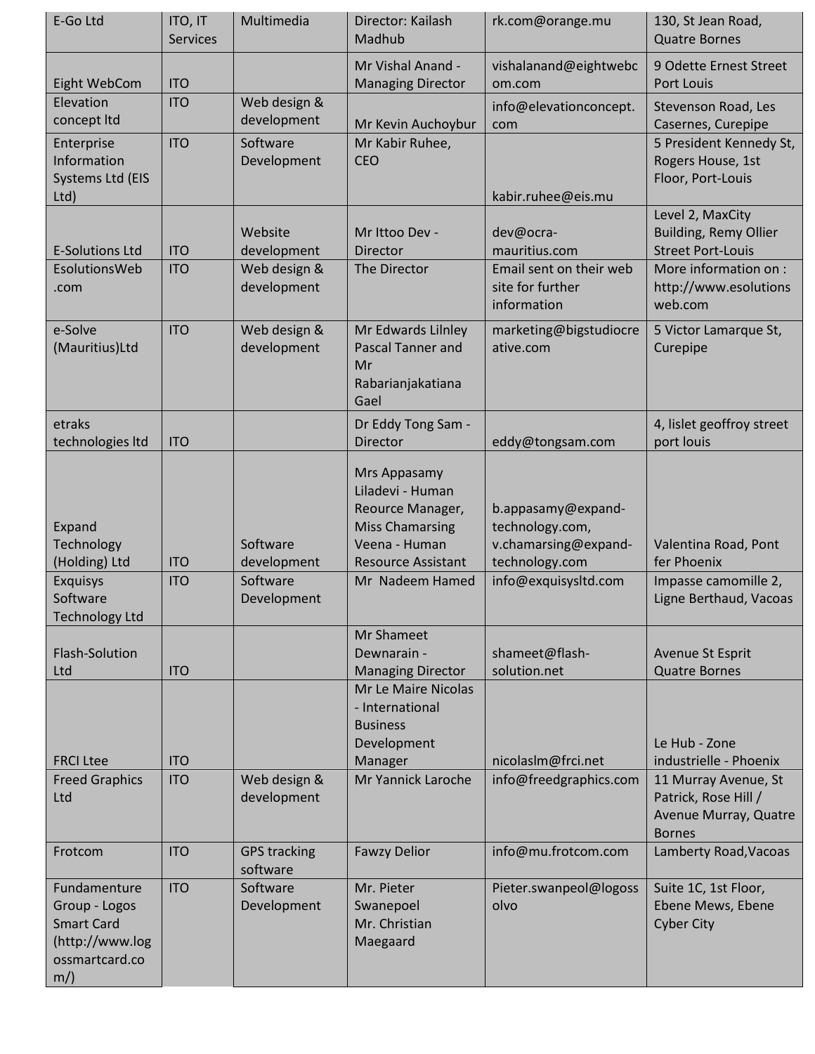| E-Go Ltd | ITO, IT Services | Multimedia | Director: Kailash Madhub | rk.com@orange.mu | 130, St Jean Road, Quatre Bornes |
|---|---|---|---|---|---|
| Eight WebCom | ITO | | Mr Vishal Anand - Managing Director | vishalanand@eightwebcom.com | 9 Odette Ernest Street Port Louis |
| Elevation concept ltd | ITO | Web design & development | Mr Kevin Auchoybur | info@elevationconcept.com | Stevenson Road, Les Casernes, Curepipe |
| Enterprise Information Systems Ltd (EIS Ltd) | ITO | Software Development | Mr Kabir Ruhee, CEO | kabir.ruhee@eis.mu | 5 President Kennedy St, Rogers House, 1st Floor, Port-Louis |
| E-Solutions Ltd | ITO | Website development | Mr Ittoo Dev - Director | dev@ocra-mauritius.com | Level 2, MaxCity Building, Remy Ollier Street Port-Louis |
| EsolutionsWeb.com | ITO | Web design & development | The Director | Email sent on their web site for further information | More information on : http://www.esolutionsweb.com |
| e-Solve (Mauritius)Ltd | ITO | Web design & development | Mr Edwards Lilnley Pascal Tanner and Mr Rabarianjakatiana Gael | marketing@bigstudiocreative.com | 5 Victor Lamarque St, Curepipe |
| etraks technologies ltd | ITO | | Dr Eddy Tong Sam - Director | eddy@tongsam.com | 4, lislet geoffroy street port louis |
| Expand Technology (Holding) Ltd | ITO | Software development | Mrs Appasamy Liladevi - Human Reource Manager, Miss Chamarsing Veena - Human Resource Assistant | b.appasamy@expand-technology.com, v.chamarsing@expand-technology.com | Valentina Road, Pont fer Phoenix |
| Exquisys Software Technology Ltd | ITO | Software Development | Mr Nadeem Hamed | info@exquisysltd.com | Impasse camomille 2, Ligne Berthaud, Vacoas |
| Flash-Solution Ltd | ITO | | Mr Shameet Dewnarain - Managing Director | shameet@flash-solution.net | Avenue St Esprit Quatre Bornes |
| FRCI Ltee | ITO | | Mr Le Maire Nicolas - International Business Development Manager | nicolaslm@frci.net | Le Hub - Zone industrielle - Phoenix |
| Freed Graphics Ltd | ITO | Web design & development | Mr Yannick Laroche | info@freedgraphics.com | 11 Murray Avenue, St Patrick, Rose Hill / Avenue Murray, Quatre Bornes |
| Frotcom | ITO | GPS tracking software | Fawzy Delior | info@mu.frotcom.com | Lamberty Road,Vacoas |
| Fundamenture Group - Logos Smart Card (http://www.logossmartcard.com/) | ITO | Software Development | Mr. Pieter Swanepoel Mr. Christian Maegaard | Pieter.swanpeol@logossolvo | Suite 1C, 1st Floor, Ebene Mews, Ebene Cyber City |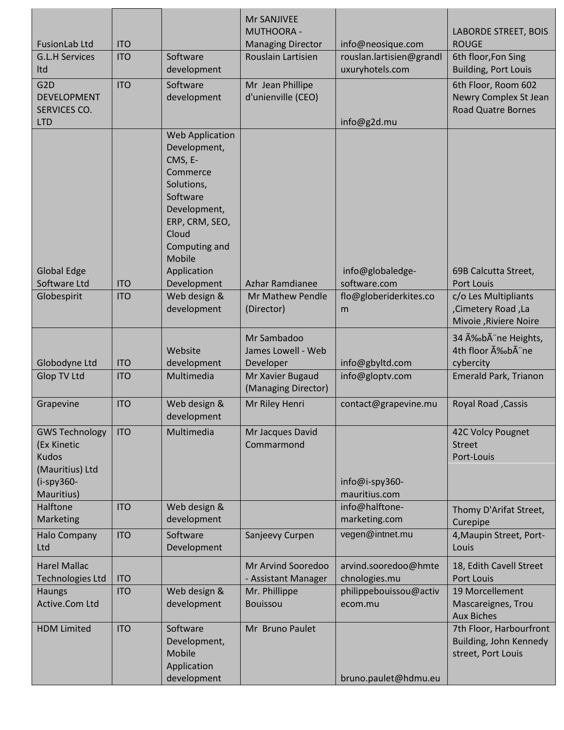| | | | | | |
|---|---|---|---|---|---|
| FusionLab Ltd | ITO | | Mr SANJIVEE MUTHOORA - Managing Director | info@neosique.com | LABORDE STREET, BOIS ROUGE |
| G.L.H Services ltd | ITO | Software development | Rouslain Lartisien | rouslan.lartisien@grandluxuryhotels.com | 6th floor,Fon Sing Building, Port Louis |
| G2D DEVELOPMENT SERVICES CO. LTD | ITO | Software development | Mr Jean Phillipe d'unienville (CEO) | info@g2d.mu | 6th Floor, Room 602 Newry Complex St Jean Road Quatre Bornes |
| Global Edge Software Ltd | ITO | Web Application Development, CMS, E-Commerce Solutions, Software Development, ERP, CRM, SEO, Cloud Computing and Mobile Application Development | Azhar Ramdianee | info@globaledge-software.com | 69B Calcutta Street, Port Louis |
| Globespirit | ITO | Web design & development | Mr Mathew Pendle (Director) | flo@globeriderkites.com | c/o Les Multipliants ,Cimetery Road ,La Mivoie ,Riviere Noire |
| Globodyne Ltd | ITO | Website development | Mr Sambadoo James Lowell - Web Developer | info@gbyltd.com | 34 Ã‰bÃ¨ne Heights, 4th floor Ã‰bÃ¨ne cybercity |
| Glop TV Ltd | ITO | Multimedia | Mr Xavier Bugaud (Managing Director) | info@gloptv.com | Emerald Park, Trianon |
| Grapevine | ITO | Web design & development | Mr Riley Henri | contact@grapevine.mu | Royal Road ,Cassis |
| GWS Technology (Ex Kinetic Kudos (Mauritius) Ltd (i-spy360-Mauritius) | ITO | Multimedia | Mr Jacques David Commarmond | info@i-spy360-mauritius.com | 42C Volcy Pougnet Street Port-Louis |
| Halftone Marketing | ITO | Web design & development | | info@halftone-marketing.com | Thomy D'Arifat Street, Curepipe |
| Halo Company Ltd | ITO | Software Development | Sanjeevy Curpen | vegen@intnet.mu | 4,Maupin Street, Port-Louis |
| Harel Mallac Technologies Ltd | ITO | | Mr Arvind Sooredoo - Assistant Manager | arvind.sooredoo@hmtechnologies.mu | 18, Edith Cavell Street Port Louis |
| Haungs Active.Com Ltd | ITO | Web design & development | Mr. Phillippe Bouissou | philippebouissou@activecom.mu | 19 Morcellement Mascareignes, Trou Aux Biches |
| HDM Limited | ITO | Software Development, Mobile Application development | Mr Bruno Paulet | bruno.paulet@hdmu.eu | 7th Floor, Harbourfront Building, John Kennedy street, Port Louis |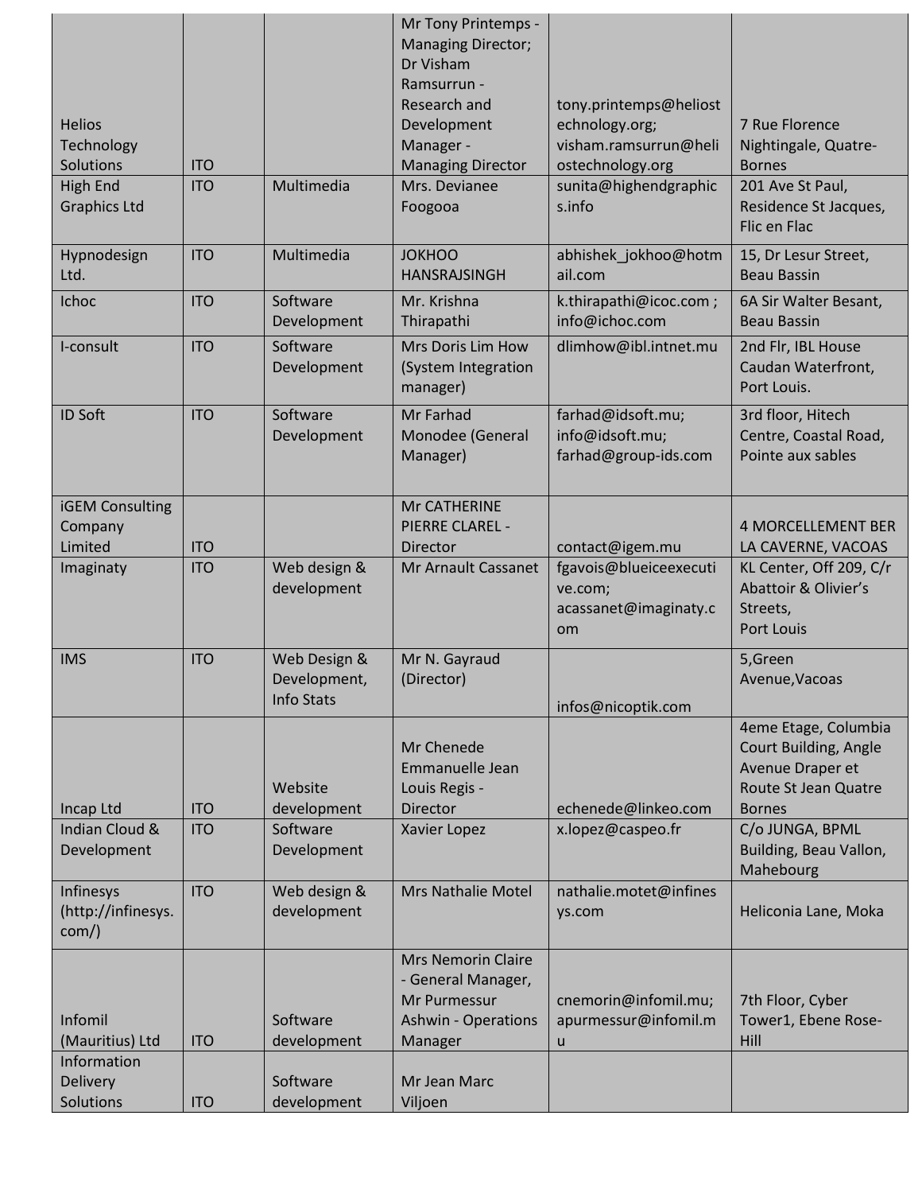| | | | | | |
|---|---|---|---|---|---|
| Helios Technology Solutions | ITO | | Mr Tony Printemps - Managing Director; Dr Visham Ramsurrun - Research and Development Manager - Managing Director | tony.printemps@heliostechnology.org; visham.ramsurrun@heliostechnology.org | 7 Rue Florence Nightingale, Quatre-Bornes |
| High End Graphics Ltd | ITO | Multimedia | Mrs. Devianee Foogooa | sunita@highendgraphics.info | 201 Ave St Paul, Residence St Jacques, Flic en Flac |
| Hypnodesign Ltd. | ITO | Multimedia | JOKHOO HANSRAJSINGH | abhishek_jokhoo@hotmail.com | 15, Dr Lesur Street, Beau Bassin |
| Ichoc | ITO | Software Development | Mr. Krishna Thirapathi | k.thirapathi@icoc.com ; info@ichoc.com | 6A Sir Walter Besant, Beau Bassin |
| I-consult | ITO | Software Development | Mrs Doris Lim How (System Integration manager) | dlimhow@ibl.intnet.mu | 2nd Flr, IBL House Caudan Waterfront, Port Louis. |
| ID Soft | ITO | Software Development | Mr Farhad Monodee (General Manager) | farhad@idsoft.mu; info@idsoft.mu; farhad@group-ids.com | 3rd floor, Hitech Centre, Coastal Road, Pointe aux sables |
| iGEM Consulting Company Limited | ITO | | Mr CATHERINE PIERRE CLAREL - Director | contact@igem.mu | 4 MORCELLEMENT BER LA CAVERNE, VACOAS |
| Imaginaty | ITO | Web design & development | Mr Arnault Cassanet | fgavois@blueiceexecutive.com; acassanet@imaginaty.com | KL Center, Off 209, C/r Abattoir & Olivier's Streets, Port Louis |
| IMS | ITO | Web Design & Development, Info Stats | Mr N. Gayraud (Director) | infos@nicoptik.com | 5,Green Avenue,Vacoas |
| Incap Ltd | ITO | Website development | Mr Chenede Emmanuelle Jean Louis Regis - Director | echenede@linkeo.com | 4eme Etage, Columbia Court Building, Angle Avenue Draper et Route St Jean Quatre Bornes |
| Indian Cloud & Development | ITO | Software Development | Xavier Lopez | x.lopez@caspeo.fr | C/o JUNGA, BPML Building, Beau Vallon, Mahebourg |
| Infinesys (http://infinesys.com/) | ITO | Web design & development | Mrs Nathalie Motel | nathalie.motet@infinesys.com | Heliconia Lane, Moka |
| Infomil (Mauritius) Ltd | ITO | Software development | Mrs Nemorin Claire - General Manager, Mr Purmessur Ashwin - Operations Manager | cnemorin@infomil.mu; apurmessur@infomil.mu | 7th Floor, Cyber Tower1, Ebene Rose-Hill |
| Information Delivery Solutions | ITO | Software development | Mr Jean Marc Viljoen | | |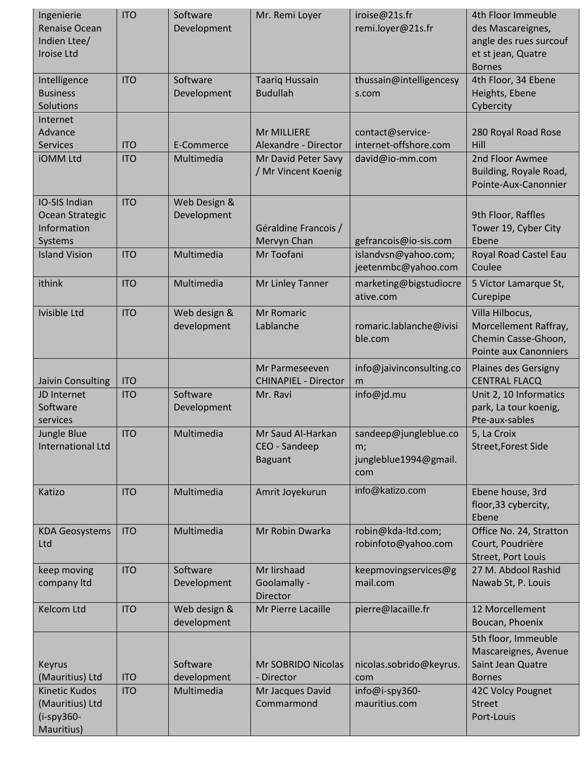| | | | | | |
|---|---|---|---|---|---|
| Ingenierie Renaise Ocean Indien Ltee/ Iroise Ltd | ITO | Software Development | Mr. Remi Loyer | iroise@21s.fr remi.loyer@21s.fr | 4th Floor Immeuble des Mascareignes, angle des rues surcouf et st jean, Quatre Bornes |
| Intelligence Business Solutions | ITO | Software Development | Taariq Hussain Budullah | thussain@intelligencesys.com | 4th Floor, 34 Ebene Heights, Ebene Cybercity |
| Internet Advance Services | ITO | E-Commerce | Mr MILLIERE Alexandre - Director | contact@service-internet-offshore.com | 280 Royal Road Rose Hill |
| iOMM Ltd | ITO | Multimedia | Mr David Peter Savy / Mr Vincent Koenig | david@io-mm.com | 2nd Floor Awmee Building, Royale Road, Pointe-Aux-Canonnier |
| IO-SIS Indian Ocean Strategic Information Systems | ITO | Web Design & Development | Géraldine Francois / Mervyn Chan | gefrancois@io-sis.com | 9th Floor, Raffles Tower 19, Cyber City Ebene |
| Island Vision | ITO | Multimedia | Mr Toofani | islandvsn@yahoo.com; jeetenmbc@yahoo.com | Royal Road Castel Eau Coulee |
| ithink | ITO | Multimedia | Mr Linley Tanner | marketing@bigstudiocreative.com | 5 Victor Lamarque St, Curepipe |
| Ivisible Ltd | ITO | Web design & development | Mr Romaric Lablanche | romaric.lablanche@ivisible.com | Villa Hilbocus, Morcellement Raffray, Chemin Casse-Ghoon, Pointe aux Canonniers |
| Jaivin Consulting | ITO | | Mr Parmeseeven CHINAPIEL - Director | info@jaivinconsulting.com | Plaines des Gersigny CENTRAL FLACQ |
| JD Internet Software services | ITO | Software Development | Mr. Ravi | info@jd.mu | Unit 2, 10 Informatics park, La tour koenig, Pte-aux-sables |
| Jungle Blue International Ltd | ITO | Multimedia | Mr Saud Al-Harkan CEO - Sandeep Baguant | sandeep@jungleblue.com; jungleblue1994@gmail.com | 5, La Croix Street,Forest Side |
| Katizo | ITO | Multimedia | Amrit Joyekurun | info@katizo.com | Ebene house, 3rd floor,33 cybercity, Ebene |
| KDA Geosystems Ltd | ITO | Multimedia | Mr Robin Dwarka | robin@kda-ltd.com; robinfoto@yahoo.com | Office No. 24, Stratton Court, Poudrière Street, Port Louis |
| keep moving company ltd | ITO | Software Development | Mr Iirshaad Goolamally - Director | keepmovingservices@gmail.com | 27 M. Abdool Rashid Nawab St, P. Louis |
| Kelcom Ltd | ITO | Web design & development | Mr Pierre Lacaille | pierre@lacaille.fr | 12 Morcellement Boucan, Phoenix |
| Keyrus (Mauritius) Ltd | ITO | Software development | Mr SOBRIDO Nicolas - Director | nicolas.sobrido@keyrus.com | 5th floor, Immeuble Mascareignes, Avenue Saint Jean Quatre Bornes |
| Kinetic Kudos (Mauritius) Ltd (i-spy360-Mauritius) | ITO | Multimedia | Mr Jacques David Commarmond | info@i-spy360-mauritius.com | 42C Volcy Pougnet Street Port-Louis |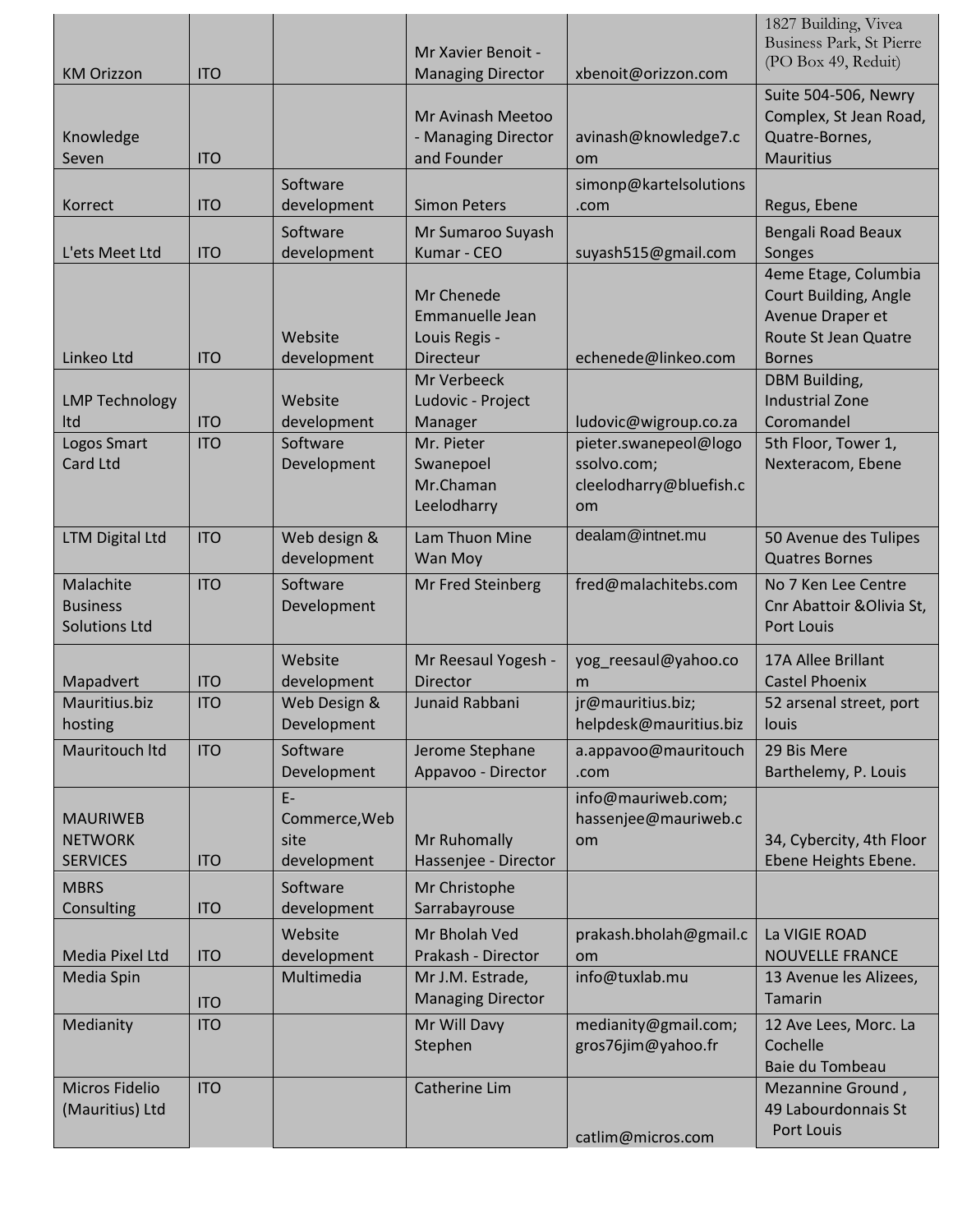| | | | | | |
|---|---|---|---|---|---|
| KM Orizzon | ITO | | Mr Xavier Benoit - Managing Director | xbenoit@orizzon.com | 1827 Building, Vivea Business Park, St Pierre (PO Box 49, Reduit) |
| Knowledge Seven | ITO | | Mr Avinash Meetoo - Managing Director and Founder | avinash@knowledge7.com | Suite 504-506, Newry Complex, St Jean Road, Quatre-Bornes, Mauritius |
| Korrect | ITO | Software development | Simon Peters | simonp@kartelsolutions.com | Regus, Ebene |
| L'ets Meet Ltd | ITO | Software development | Mr Sumaroo Suyash Kumar - CEO | suyash515@gmail.com | Bengali Road Beaux Songes |
| Linkeo Ltd | ITO | Website development | Mr Chenede Emmanuelle Jean Louis Regis - Directeur | echenede@linkeo.com | 4eme Etage, Columbia Court Building, Angle Avenue Draper et Route St Jean Quatre Bornes |
| LMP Technology ltd | ITO | Website development | Mr Verbeeck Ludovic - Project Manager | ludovic@wigroup.co.za | DBM Building, Industrial Zone Coromandel |
| Logos Smart Card Ltd | ITO | Software Development | Mr. Pieter Swanepoel Mr.Chaman Leelodharry | pieter.swanepeol@logossolvo.com; cleelodharry@bluefish.com | 5th Floor, Tower 1, Nexteracom, Ebene |
| LTM Digital Ltd | ITO | Web design & development | Lam Thuon Mine Wan Moy | dealam@intnet.mu | 50 Avenue des Tulipes Quatres Bornes |
| Malachite Business Solutions Ltd | ITO | Software Development | Mr Fred Steinberg | fred@malachitebs.com | No 7 Ken Lee Centre Cnr Abattoir &Olivia St, Port Louis |
| Mapadvert | ITO | Website development | Mr Reesaul Yogesh - Director | yog_reesaul@yahoo.com | 17A Allee Brillant Castel Phoenix |
| Mauritius.biz hosting | ITO | Web Design & Development | Junaid Rabbani | jr@mauritius.biz; helpdesk@mauritius.biz | 52 arsenal street, port louis |
| Mauritouch ltd | ITO | Software Development | Jerome Stephane Appavoo - Director | a.appavoo@mauritouch.com | 29 Bis Mere Barthelemy, P. Louis |
| MAURIWEB NETWORK SERVICES | ITO | E-Commerce,Web site development | Mr Ruhomally Hassenjee - Director | info@mauriweb.com; hassenjee@mauriweb.com | 34, Cybercity, 4th Floor Ebene Heights Ebene. |
| MBRS Consulting | ITO | Software development | Mr Christophe Sarrabayrouse | | |
| Media Pixel Ltd | ITO | Website development | Mr Bholah Ved Prakash - Director | prakash.bholah@gmail.com | La VIGIE ROAD NOUVELLE FRANCE |
| Media Spin | ITO | Multimedia | Mr J.M. Estrade, Managing Director | info@tuxlab.mu | 13 Avenue les Alizees, Tamarin |
| Medianity | ITO | | Mr Will Davy Stephen | medianity@gmail.com; gros76jim@yahoo.fr | 12 Ave Lees, Morc. La Cochelle Baie du Tombeau |
| Micros Fidelio (Mauritius) Ltd | ITO | | Catherine Lim | catlim@micros.com | Mezannine Ground , 49 Labourdonnais St Port Louis |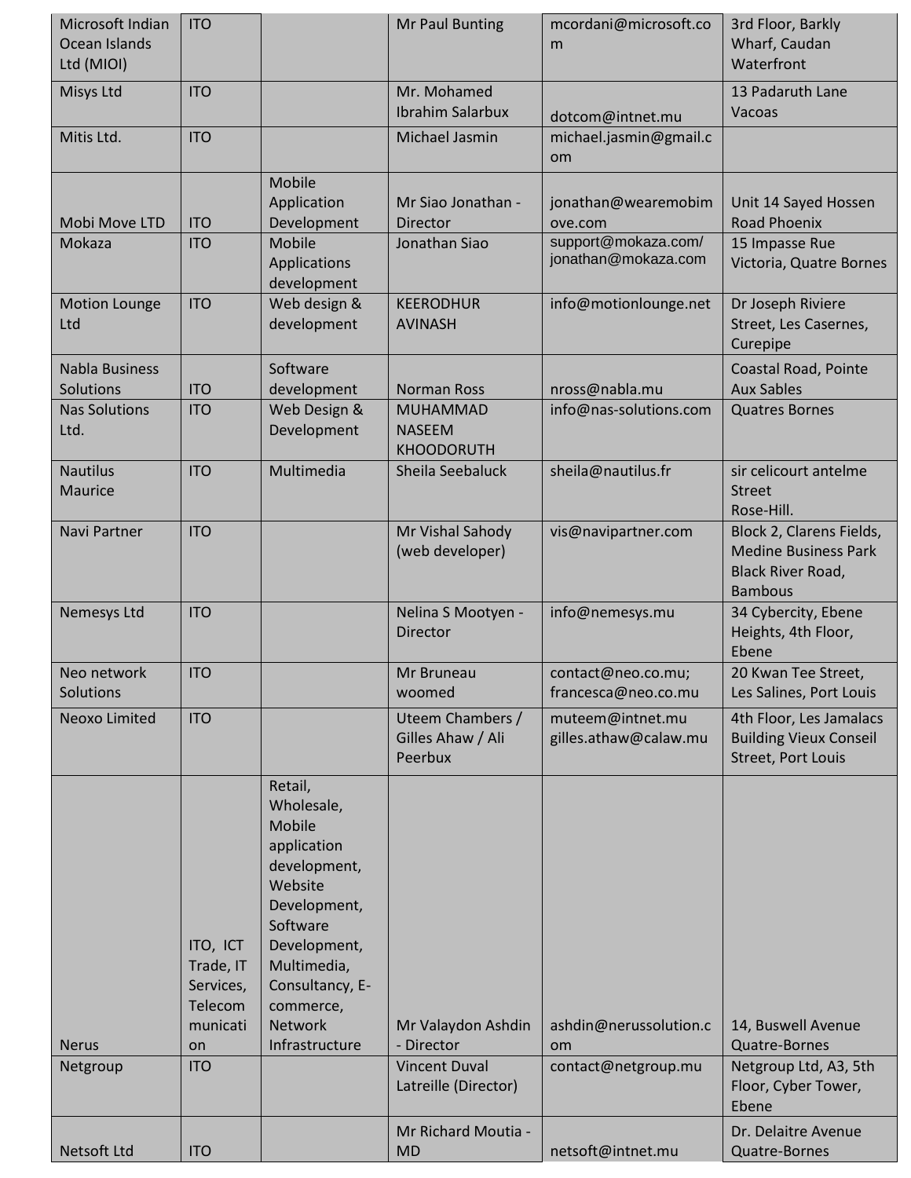| | | | | | |
|---|---|---|---|---|---|
| Microsoft Indian Ocean Islands Ltd (MIOI) | ITO | | Mr Paul Bunting | mcordani@microsoft.com | 3rd Floor, Barkly Wharf, Caudan Waterfront |
| Misys Ltd | ITO | | Mr. Mohamed Ibrahim Salarbux | dotcom@intnet.mu | 13 Padaruth Lane Vacoas |
| Mitis Ltd. | ITO | | Michael Jasmin | michael.jasmin@gmail.com | |
| Mobi Move LTD | ITO | Mobile Application Development | Mr Siao Jonathan - Director | jonathan@wearemobimove.com | Unit 14 Sayed Hossen Road Phoenix |
| Mokaza | ITO | Mobile Applications development | Jonathan Siao | support@mokaza.com/ jonathan@mokaza.com | 15 Impasse Rue Victoria, Quatre Bornes |
| Motion Lounge Ltd | ITO | Web design & development | KEERODHUR AVINASH | info@motionlounge.net | Dr Joseph Riviere Street, Les Casernes, Curepipe |
| Nabla Business Solutions | ITO | Software development | Norman Ross | nross@nabla.mu | Coastal Road, Pointe Aux Sables |
| Nas Solutions Ltd. | ITO | Web Design & Development | MUHAMMAD NASEEM KHOODORUTH | info@nas-solutions.com | Quatres Bornes |
| Nautilus Maurice | ITO | Multimedia | Sheila Seebaluck | sheila@nautilus.fr | sir celicourt antelme Street Rose-Hill. |
| Navi Partner | ITO | | Mr Vishal Sahody (web developer) | vis@navipartner.com | Block 2, Clarens Fields, Medine Business Park Black River Road, Bambous |
| Nemesys Ltd | ITO | | Nelina S Mootyen - Director | info@nemesys.mu | 34 Cybercity, Ebene Heights, 4th Floor, Ebene |
| Neo network Solutions | ITO | | Mr Bruneau woomed | contact@neo.co.mu; francesca@neo.co.mu | 20 Kwan Tee Street, Les Salines, Port Louis |
| Neoxo Limited | ITO | | Uteem Chambers / Gilles Ahaw / Ali Peerbux | muteem@intnet.mu gilles.athaw@calaw.mu | 4th Floor, Les Jamalacs Building Vieux Conseil Street, Port Louis |
| Nerus | ITO, ICT Trade, IT Services, Telecommunication | Retail, Wholesale, Mobile application development, Website Development, Software Development, Multimedia, Consultancy, E-commerce, Network Infrastructure | Mr Valaydon Ashdin - Director | ashdin@nerussolution.com | 14, Buswell Avenue Quatre-Bornes |
| Netgroup | ITO | | Vincent Duval Latreille (Director) | contact@netgroup.mu | Netgroup Ltd, A3, 5th Floor, Cyber Tower, Ebene |
| Netsoft Ltd | ITO | | Mr Richard Moutia - MD | netsoft@intnet.mu | Dr. Delaitre Avenue Quatre-Bornes |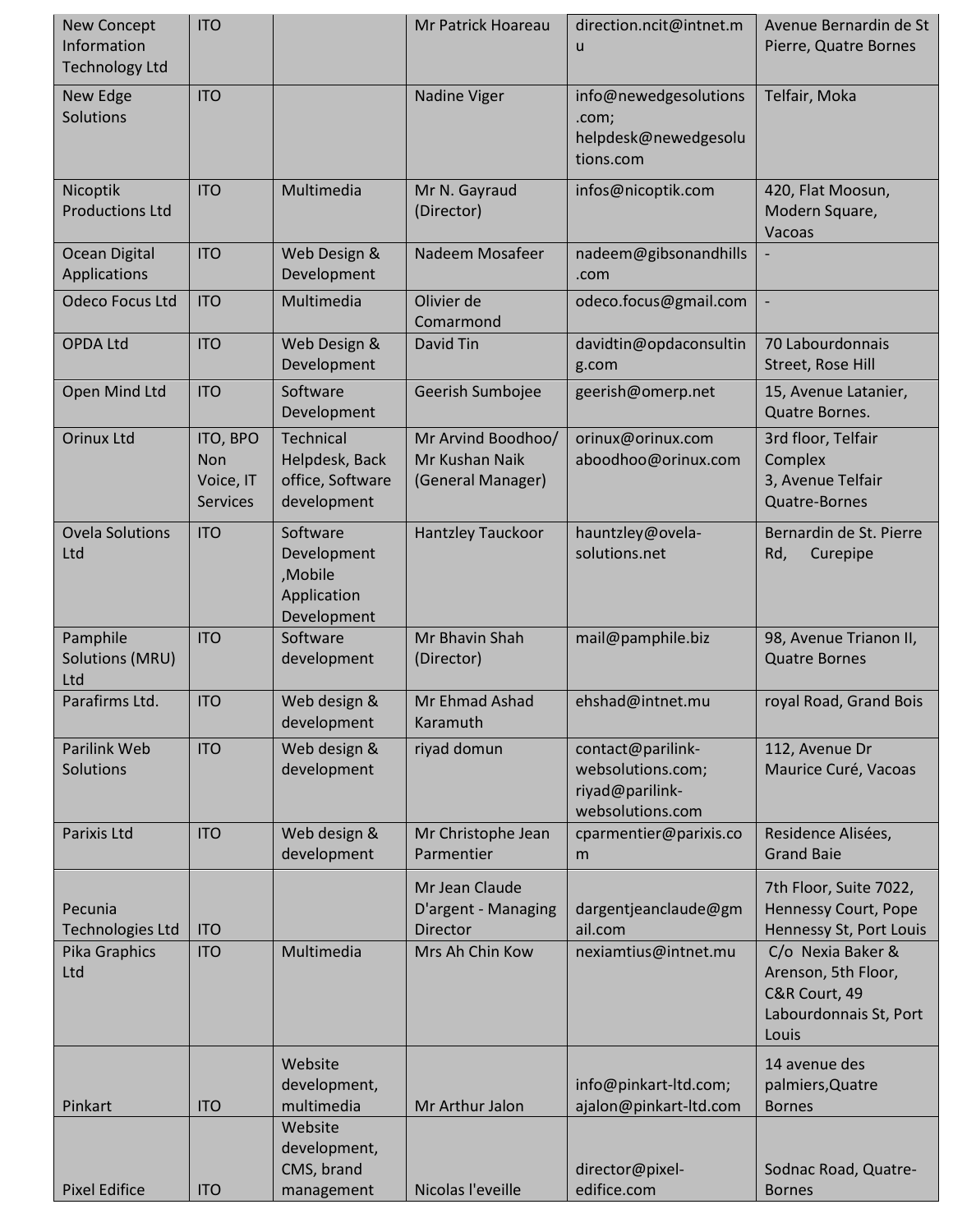| | | | | | |
|---|---|---|---|---|---|
| New Concept Information Technology Ltd | ITO | | Mr Patrick Hoareau | direction.ncit@intnet.mu | Avenue Bernardin de St Pierre, Quatre Bornes |
| New Edge Solutions | ITO | | Nadine Viger | info@newedgesolutions.com; helpdesk@newedgesolutions.com | Telfair, Moka |
| Nicoptik Productions Ltd | ITO | Multimedia | Mr N. Gayraud (Director) | infos@nicoptik.com | 420, Flat Moosun, Modern Square, Vacoas |
| Ocean Digital Applications | ITO | Web Design & Development | Nadeem Mosafeer | nadeem@gibsonandhills.com | - |
| Odeco Focus Ltd | ITO | Multimedia | Olivier de Comarmond | odeco.focus@gmail.com | - |
| OPDA Ltd | ITO | Web Design & Development | David Tin | davidtin@opdaconsulting.com | 70 Labourdonnais Street, Rose Hill |
| Open Mind Ltd | ITO | Software Development | Geerish Sumbojee | geerish@omerp.net | 15, Avenue Latanier, Quatre Bornes. |
| Orinux Ltd | ITO, BPO Non Voice, IT Services | Technical Helpdesk, Back office, Software development | Mr Arvind Boodhoo/ Mr Kushan Naik (General Manager) | orinux@orinux.com aboodhoo@orinux.com | 3rd floor, Telfair Complex 3, Avenue Telfair Quatre-Bornes |
| Ovela Solutions Ltd | ITO | Software Development ,Mobile Application Development | Hantzley Tauckoor | hauntzley@ovela-solutions.net | Bernardin de St. Pierre Rd, Curepipe |
| Pamphile Solutions (MRU) Ltd | ITO | Software development | Mr Bhavin Shah (Director) | mail@pamphile.biz | 98, Avenue Trianon II, Quatre Bornes |
| Parafirms Ltd. | ITO | Web design & development | Mr Ehmad Ashad Karamuth | ehshad@intnet.mu | royal Road, Grand Bois |
| Parilink Web Solutions | ITO | Web design & development | riyad domun | contact@parilink-websolutions.com; riyad@parilink-websolutions.com | 112, Avenue Dr Maurice Curé, Vacoas |
| Parixis Ltd | ITO | Web design & development | Mr Christophe Jean Parmentier | cparmentier@parixis.com | Residence Alisées, Grand Baie |
| Pecunia Technologies Ltd | ITO | | Mr Jean Claude D'argent - Managing Director | dargentjeanclaude@gmail.com | 7th Floor, Suite 7022, Hennessy Court, Pope Hennessy St, Port Louis |
| Pika Graphics Ltd | ITO | Multimedia | Mrs Ah Chin Kow | nexiamtius@intnet.mu | C/o Nexia Baker & Arenson, 5th Floor, C&R Court, 49 Labourdonnais St, Port Louis |
| Pinkart | ITO | Website development, multimedia | Mr Arthur Jalon | info@pinkart-ltd.com; ajalon@pinkart-ltd.com | 14 avenue des palmiers,Quatre Bornes |
| Pixel Edifice | ITO | Website development, CMS, brand management | Nicolas l'eveille | director@pixel-edifice.com | Sodnac Road, Quatre-Bornes |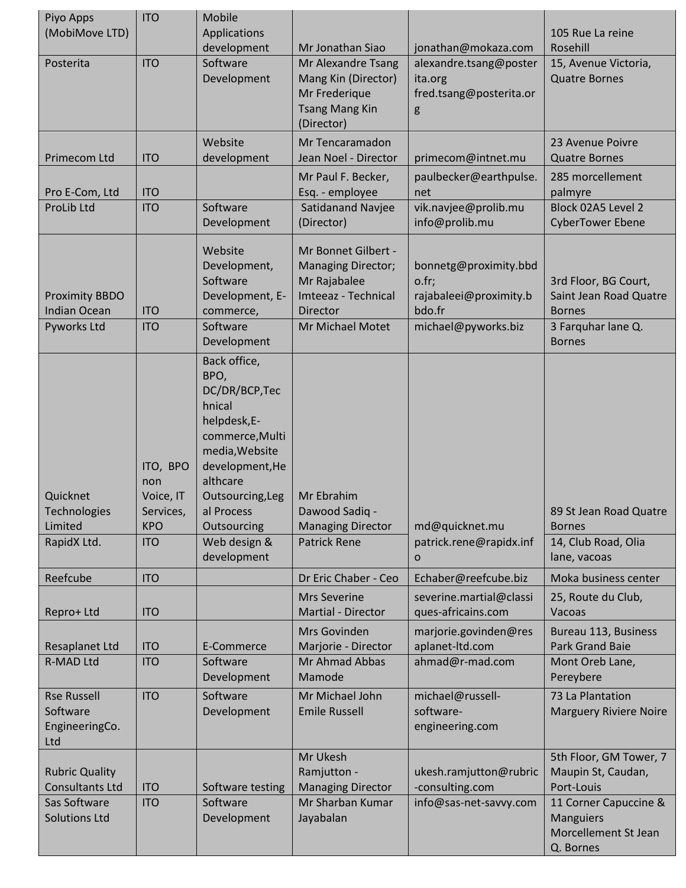| | | | | | |
|---|---|---|---|---|---|
| Piyo Apps (MobiMove LTD) | ITO | Mobile Applications development | Mr Jonathan Siao | jonathan@mokaza.com | 105 Rue La reine Rosehill |
| Posterita | ITO | Software Development | Mr Alexandre Tsang Mang Kin (Director) Mr Frederique Tsang Mang Kin (Director) | alexandre.tsang@posterita.org fred.tsang@posterita.org | 15, Avenue Victoria, Quatre Bornes |
| Primecom Ltd | ITO | Website development | Mr Tencaramadon Jean Noel - Director | primecom@intnet.mu | 23 Avenue Poivre Quatre Bornes |
| Pro E-Com, Ltd | ITO | | Mr Paul F. Becker, Esq. - employee | paulbecker@earthpulse.net | 285 morcellement palmyre |
| ProLib Ltd | ITO | Software Development | Satidanand Navjee (Director) | vik.navjee@prolib.mu info@prolib.mu | Block 02A5 Level 2 CyberTower Ebene |
| Proximity BBDO Indian Ocean | ITO | Website Development, Software Development, E-commerce, | Mr Bonnet Gilbert - Managing Director; Mr Rajabalee Imteeaz - Technical Director | bonnetg@proximity.bbdo.fr; rajabaleei@proximity.bbdo.fr | 3rd Floor, BG Court, Saint Jean Road Quatre Bornes |
| Pyworks Ltd | ITO | Software Development | Mr Michael Motet | michael@pyworks.biz | 3 Farquhar lane Q. Bornes |
| Quicknet Technologies Limited | ITO, BPO non Voice, IT Services, KPO | Back office, BPO, DC/DR/BCP,Technical helpdesk,E-commerce,Multimedia,Website development,Healthcare Outsourcing,Legal Process Outsourcing | Mr Ebrahim Dawood Sadiq - Managing Director | md@quicknet.mu | 89 St Jean Road Quatre Bornes |
| RapidX Ltd. | ITO | Web design & development | Patrick Rene | patrick.rene@rapidx.info | 14, Club Road, Olia lane, vacoas |
| Reefcube | ITO | | Dr Eric Chaber - Ceo | Echaber@reefcube.biz | Moka business center |
| Repro+ Ltd | ITO | | Mrs Severine Martial - Director | severine.martial@classiques-africains.com | 25, Route du Club, Vacoas |
| Resaplanet Ltd | ITO | E-Commerce | Mrs Govinden Marjorie - Director | marjorie.govinden@resaplanet-ltd.com | Bureau 113, Business Park Grand Baie |
| R-MAD Ltd | ITO | Software Development | Mr Ahmad Abbas Mamode | ahmad@r-mad.com | Mont Oreb Lane, Pereybere |
| Rse Russell Software EngineeringCo. Ltd | ITO | Software Development | Mr Michael John Emile Russell | michael@russell-software-engineering.com | 73 La Plantation Marguery Riviere Noire |
| Rubric Quality Consultants Ltd | ITO | Software testing | Mr Ukesh Ramjutton - Managing Director | ukesh.ramjutton@rubric-consulting.com | 5th Floor, GM Tower, 7 Maupin St, Caudan, Port-Louis |
| Sas Software Solutions Ltd | ITO | Software Development | Mr Sharban Kumar Jayabalan | info@sas-net-savvy.com | 11 Corner Capuccine & Manguiers Morcellement St Jean Q. Bornes |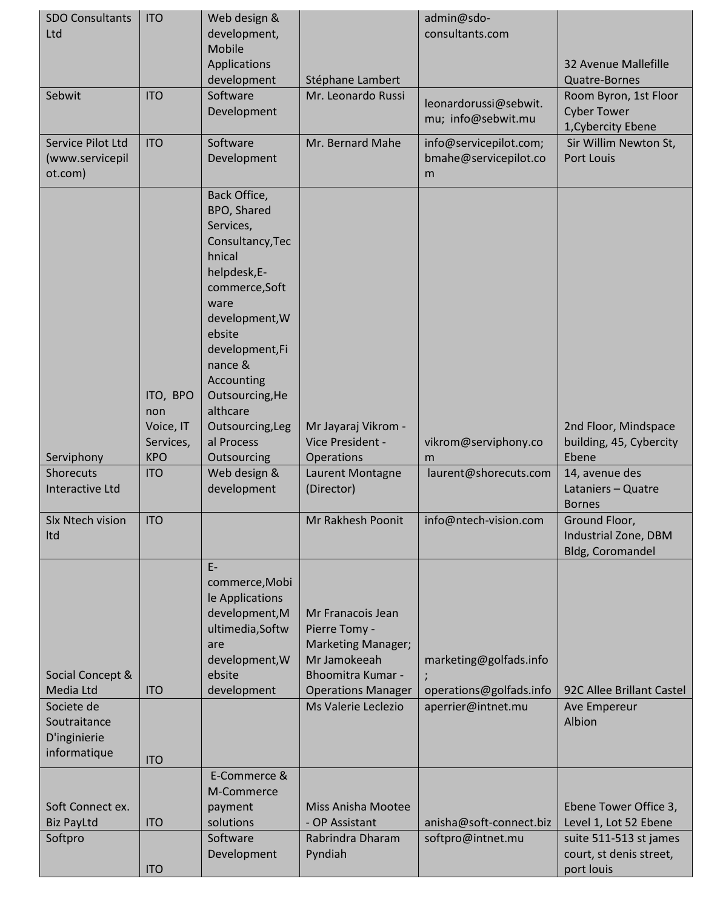| | | | | | |
|---|---|---|---|---|---|
| SDO Consultants Ltd | ITO | Web design & development, Mobile Applications development | Stéphane Lambert | admin@sdo-consultants.com | 32 Avenue Mallefille Quatre-Bornes |
| Sebwit | ITO | Software Development | Mr. Leonardo Russi | leonardorussi@sebwit.mu; info@sebwit.mu | Room Byron, 1st Floor Cyber Tower 1,Cybercity Ebene |
| Service Pilot Ltd (www.servicepilot.com) | ITO | Software Development | Mr. Bernard Mahe | info@servicepilot.com; bmahe@servicepilot.com | Sir Willim Newton St, Port Louis |
| Serviphony | ITO, BPO non Voice, IT Services, KPO | Back Office, BPO, Shared Services, Consultancy,Technical helpdesk,E-commerce,Software development,Website development,Finance & Accounting Outsourcing,Healthcare Outsourcing,Legal Process Outsourcing | Mr Jayaraj Vikrom - Vice President - Operations | vikrom@serviphony.com | 2nd Floor, Mindspace building, 45, Cybercity Ebene |
| Shorecuts Interactive Ltd | ITO | Web design & development | Laurent Montagne (Director) | laurent@shorecuts.com | 14, avenue des Lataniers – Quatre Bornes |
| Slx Ntech vision ltd | ITO | | Mr Rakhesh Poonit | info@ntech-vision.com | Ground Floor, Industrial Zone, DBM Bldg, Coromandel |
| Social Concept & Media Ltd | ITO | E-commerce,Mobile Applications development,Multimedia,Software development,Website development | Mr Franacois Jean Pierre Tomy - Marketing Manager; Mr Jamokeeah Bhoomitra Kumar - Operations Manager | marketing@golfads.info; operations@golfads.info | 92C Allee Brillant Castel |
| Societe de Soutraitance D'inginierie informatique | ITO | | Ms Valerie Leclezio | aperrier@intnet.mu | Ave Empereur Albion |
| Soft Connect ex. Biz PayLtd | ITO | E-Commerce & M-Commerce payment solutions | Miss Anisha Mootee - OP Assistant | anisha@soft-connect.biz | Ebene Tower Office 3, Level 1, Lot 52 Ebene |
| Softpro | ITO | Software Development | Rabrindra Dharam Pyndiah | softpro@intnet.mu | suite 511-513 st james court, st denis street, port louis |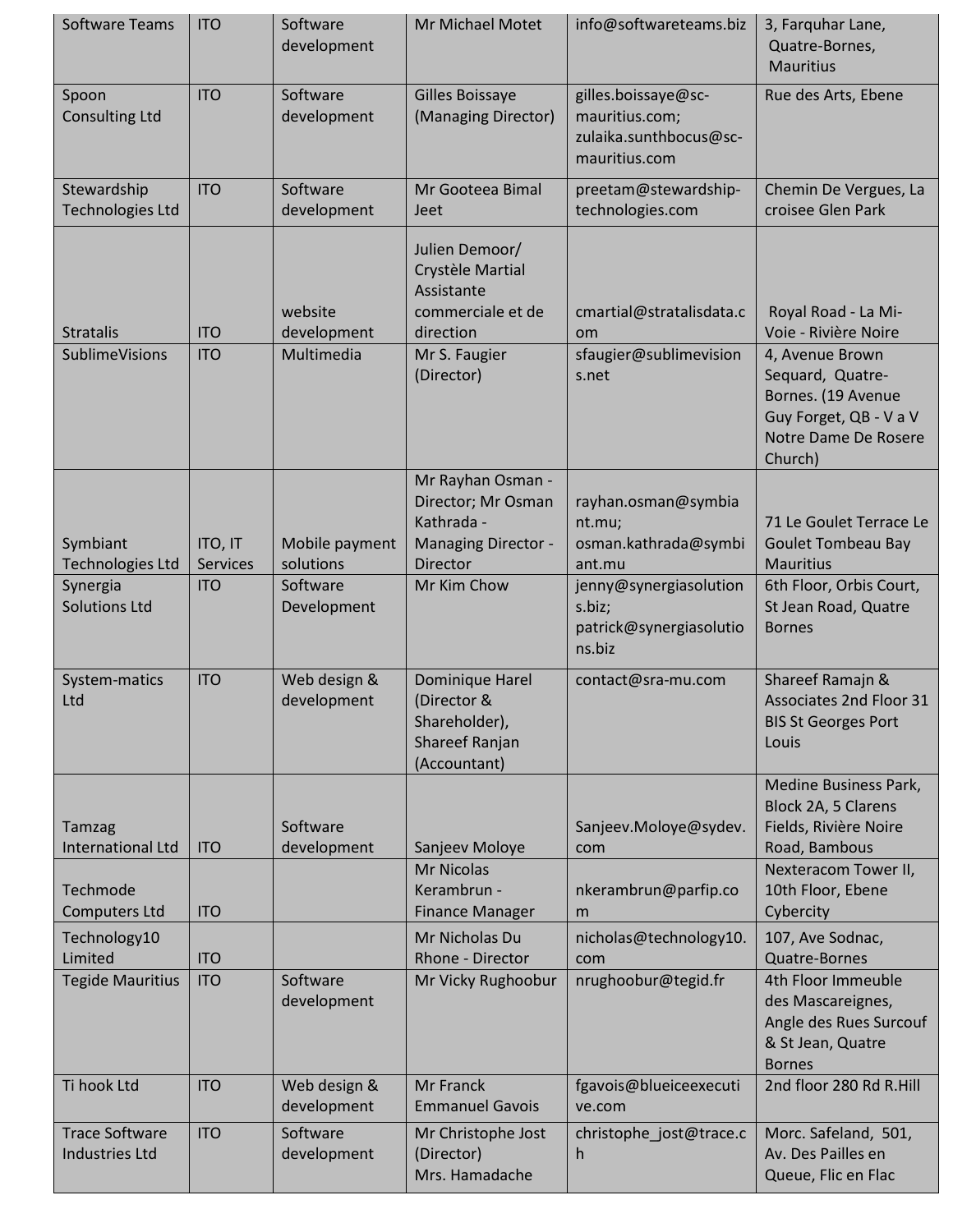| | | | | | |
|---|---|---|---|---|---|
| Software Teams | ITO | Software development | Mr Michael Motet | info@softwareteams.biz | 3, Farquhar Lane, Quatre-Bornes, Mauritius |
| Spoon Consulting Ltd | ITO | Software development | Gilles Boissaye (Managing Director) | gilles.boissaye@sc-mauritius.com; zulaika.sunthbocus@sc-mauritius.com | Rue des Arts, Ebene |
| Stewardship Technologies Ltd | ITO | Software development | Mr Gooteea Bimal Jeet | preetam@stewardship-technologies.com | Chemin De Vergues, La croisee Glen Park |
| Stratalis | ITO | website development | Julien Demoor/ Crystèle Martial Assistante commerciale et de direction | cmartial@stratalisdata.com | Royal Road - La Mi-Voie - Rivière Noire |
| SublimeVisions | ITO | Multimedia | Mr S. Faugier (Director) | sfaugier@sublimevisions.net | 4, Avenue Brown Sequard, Quatre-Bornes. (19 Avenue Guy Forget, QB - V a V Notre Dame De Rosere Church) |
| Symbiant Technologies Ltd | ITO, IT Services | Mobile payment solutions | Mr Rayhan Osman - Director; Mr Osman Kathrada - Managing Director - Director | rayhan.osman@symbiant.mu; osman.kathrada@symbiant.mu | 71 Le Goulet Terrace Le Goulet Tombeau Bay Mauritius |
| Synergia Solutions Ltd | ITO | Software Development | Mr Kim Chow | jenny@synergiasolutions.biz; patrick@synergiasolutions.biz | 6th Floor, Orbis Court, St Jean Road, Quatre Bornes |
| System-matics Ltd | ITO | Web design & development | Dominique Harel (Director & Shareholder), Shareef Ranjan (Accountant) | contact@sra-mu.com | Shareef Ramajn & Associates 2nd Floor 31 BIS St Georges Port Louis |
| Tamzag International Ltd | ITO | Software development | Sanjeev Moloye | Sanjeev.Moloye@sydev.com | Medine Business Park, Block 2A, 5 Clarens Fields, Rivière Noire Road, Bambous |
| Techmode Computers Ltd | ITO | | Mr Nicolas Kerambrun - Finance Manager | nkerambrun@parfip.com | Nexteracom Tower II, 10th Floor, Ebene Cybercity |
| Technology10 Limited | ITO | | Mr Nicholas Du Rhone - Director | nicholas@technology10.com | 107, Ave Sodnac, Quatre-Bornes |
| Tegide Mauritius | ITO | Software development | Mr Vicky Rughoobur | nrughoobur@tegid.fr | 4th Floor Immeuble des Mascareignes, Angle des Rues Surcouf & St Jean, Quatre Bornes |
| Ti hook Ltd | ITO | Web design & development | Mr Franck Emmanuel Gavois | fgavois@blueiceexecutive.com | 2nd floor 280 Rd R.Hill |
| Trace Software Industries Ltd | ITO | Software development | Mr Christophe Jost (Director) Mrs. Hamadache | christophe_jost@trace.ch | Morc. Safeland, 501, Av. Des Pailles en Queue, Flic en Flac |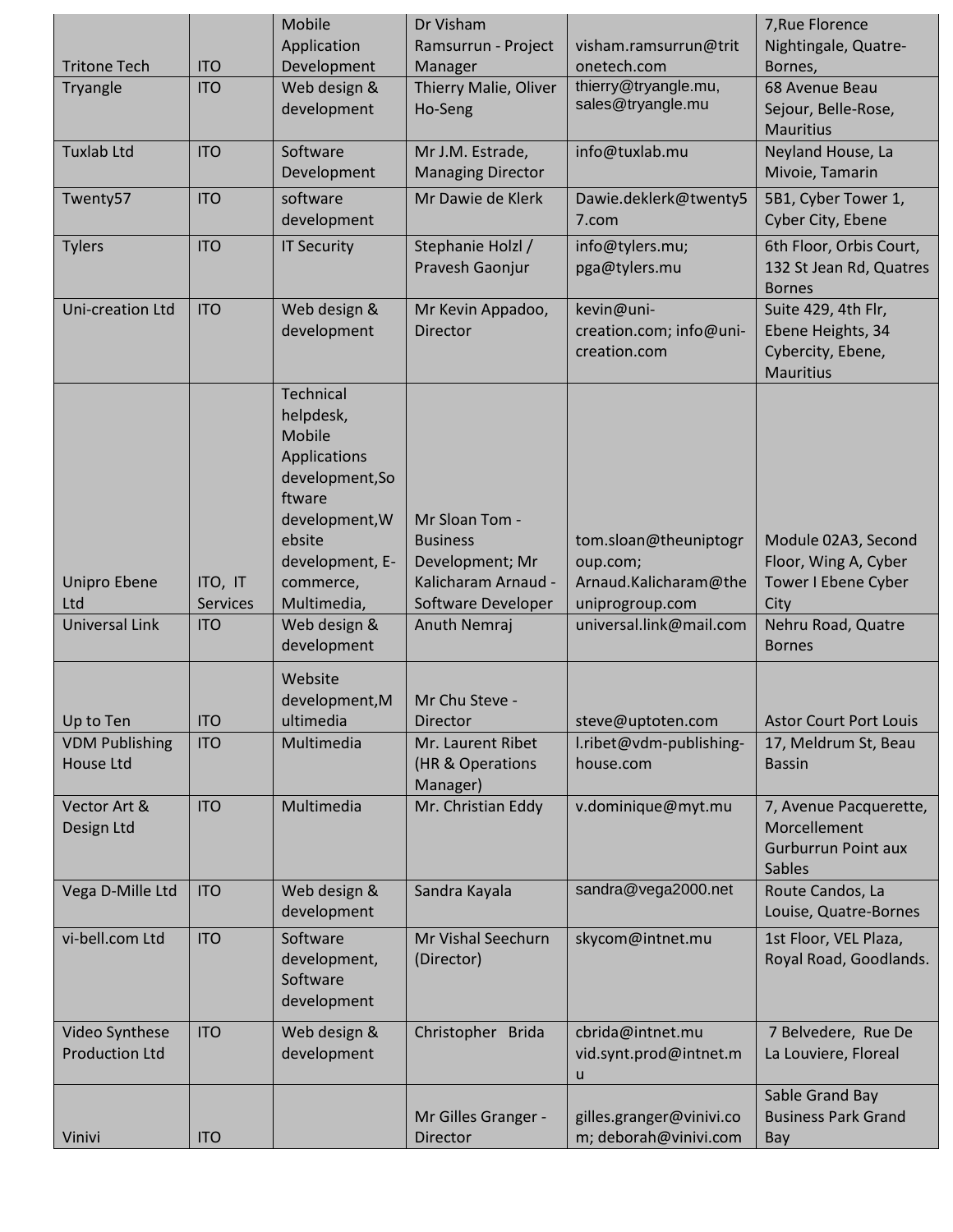| Tritone Tech | ITO | Mobile Application Development | Dr Visham Ramsurrun - Project Manager | visham.ramsurrun@tritonetech.com | 7,Rue Florence Nightingale, Quatre-Bornes, |
|---|---|---|---|---|---|
| Tryangle | ITO | Web design & development | Thierry Malie, Oliver Ho-Seng | thierry@tryangle.mu, sales@tryangle.mu | 68 Avenue Beau Sejour, Belle-Rose, Mauritius |
| Tuxlab Ltd | ITO | Software Development | Mr J.M. Estrade, Managing Director | info@tuxlab.mu | Neyland House, La Mivoie, Tamarin |
| Twenty57 | ITO | software development | Mr Dawie de Klerk | Dawie.deklerk@twenty57.com | 5B1, Cyber Tower 1, Cyber City, Ebene |
| Tylers | ITO | IT Security | Stephanie Holzl / Pravesh Gaonjur | info@tylers.mu; pga@tylers.mu | 6th Floor, Orbis Court, 132 St Jean Rd, Quatres Bornes |
| Uni-creation Ltd | ITO | Web design & development | Mr Kevin Appadoo, Director | kevin@uni-creation.com; info@uni-creation.com | Suite 429, 4th Flr, Ebene Heights, 34 Cybercity, Ebene, Mauritius |
| Unipro Ebene Ltd | ITO, IT Services | Technical helpdesk, Mobile Applications development,Software development,Website development, E-commerce, Multimedia, | Mr Sloan Tom - Business Development; Mr Kalicharam Arnaud - Software Developer | tom.sloan@theuniptogroup.com; Arnaud.Kalicharam@theuniprogroup.com | Module 02A3, Second Floor, Wing A, Cyber Tower I Ebene Cyber City |
| Universal Link | ITO | Web design & development | Anuth Nemraj | universal.link@mail.com | Nehru Road, Quatre Bornes |
| Up to Ten | ITO | Website development,Multimedia | Mr Chu Steve - Director | steve@uptoten.com | Astor Court Port Louis |
| VDM Publishing House Ltd | ITO | Multimedia | Mr. Laurent Ribet (HR & Operations Manager) | l.ribet@vdm-publishing-house.com | 17, Meldrum St, Beau Bassin |
| Vector Art & Design Ltd | ITO | Multimedia | Mr. Christian Eddy | v.dominique@myt.mu | 7, Avenue Pacquerette, Morcellement Gurburrun Point aux Sables |
| Vega D-Mille Ltd | ITO | Web design & development | Sandra Kayala | sandra@vega2000.net | Route Candos, La Louise, Quatre-Bornes |
| vi-bell.com Ltd | ITO | Software development, Software development | Mr Vishal Seechurn (Director) | skycom@intnet.mu | 1st Floor, VEL Plaza, Royal Road, Goodlands. |
| Video Synthese Production Ltd | ITO | Web design & development | Christopher Brida | cbrida@intnet.mu vid.synt.prod@intnet.mu | 7 Belvedere, Rue De La Louviere, Floreal |
| Vinivi | ITO | | Mr Gilles Granger - Director | gilles.granger@vinivi.com; deborah@vinivi.com | Sable Grand Bay Business Park Grand Bay |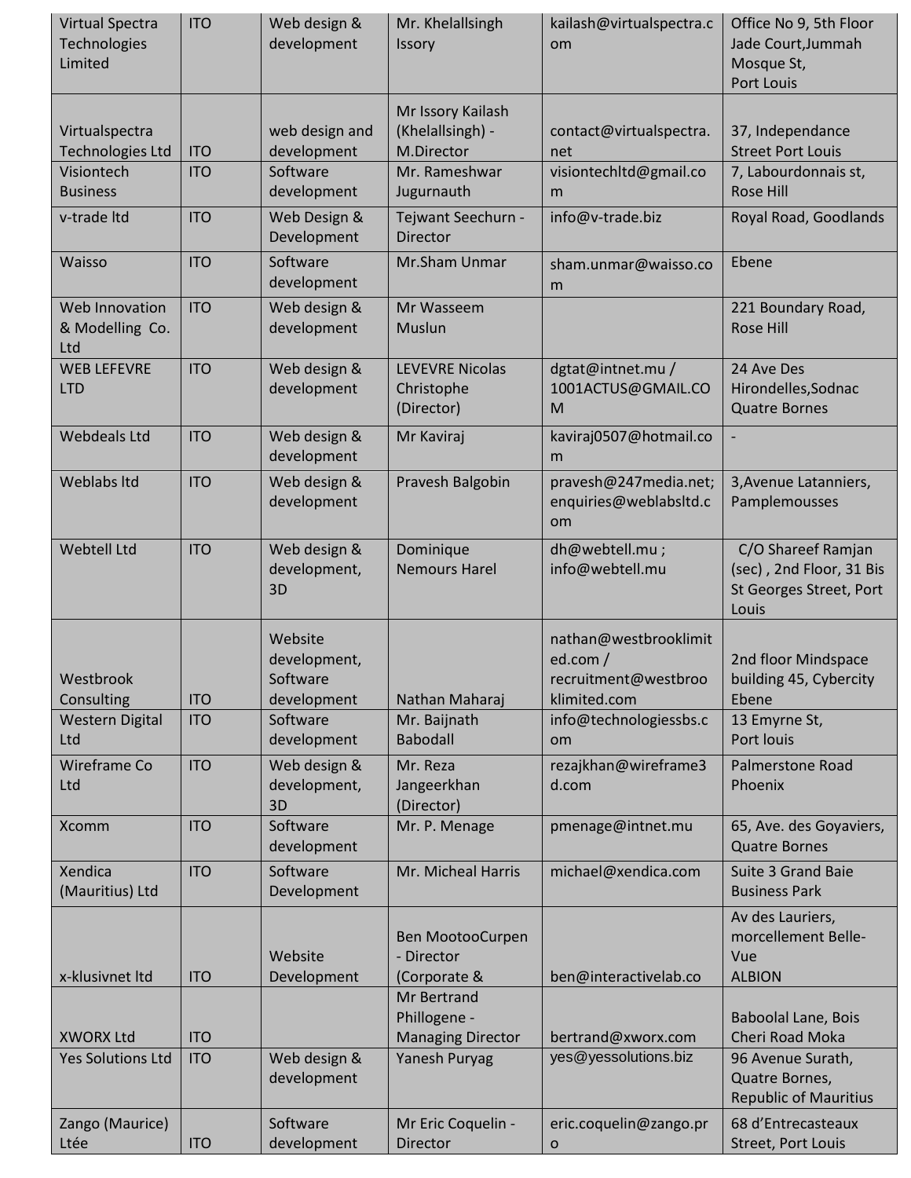| | | | | | |
|---|---|---|---|---|---|
| Virtual Spectra Technologies Limited | ITO | Web design & development | Mr. Khelallsingh Issory | kailash@virtualspectra.com | Office No 9, 5th Floor Jade Court,Jummah Mosque St, Port Louis |
| Virtualspectra Technologies Ltd | ITO | web design and development | Mr Issory Kailash (Khelallsingh) - M.Director | contact@virtualspectra.net | 37, Independance Street Port Louis |
| Visiontech Business | ITO | Software development | Mr. Rameshwar Jugurnauth | visiontechltd@gmail.com | 7, Labourdonnais st, Rose Hill |
| v-trade ltd | ITO | Web Design & Development | Tejwant Seechurn - Director | info@v-trade.biz | Royal Road, Goodlands |
| Waisso | ITO | Software development | Mr.Sham Unmar | sham.unmar@waisso.com | Ebene |
| Web Innovation & Modelling Co. Ltd | ITO | Web design & development | Mr Wasseem Muslun | | 221 Boundary Road, Rose Hill |
| WEB LEFEVRE LTD | ITO | Web design & development | LEVEVRE Nicolas Christophe (Director) | dgtat@intnet.mu / 1001ACTUS@GMAIL.COM | 24 Ave Des Hirondelles,Sodnac Quatre Bornes |
| Webdeals Ltd | ITO | Web design & development | Mr Kaviraj | kaviraj0507@hotmail.com | - |
| Weblabs ltd | ITO | Web design & development | Pravesh Balgobin | pravesh@247media.net; enquiries@weblabsltd.com | 3,Avenue Latanniers, Pamplemousses |
| Webtell Ltd | ITO | Web design & development, 3D | Dominique Nemours Harel | dh@webtell.mu ; info@webtell.mu | C/O Shareef Ramjan (sec) , 2nd Floor, 31 Bis St Georges Street, Port Louis |
| Westbrook Consulting | ITO | Website development, Software development | Nathan Maharaj | nathan@westbrooklimited.com / recruitment@westbrooklimited.com | 2nd floor Mindspace building 45, Cybercity Ebene |
| Western Digital Ltd | ITO | Software development | Mr. Baijnath Babodall | info@technologiessbs.com | 13 Emyrne St, Port louis |
| Wireframe Co Ltd | ITO | Web design & development, 3D | Mr. Reza Jangeerkhan (Director) | rezajkhan@wireframe3d.com | Palmerstone Road Phoenix |
| Xcomm | ITO | Software development | Mr. P. Menage | pmenage@intnet.mu | 65, Ave. des Goyaviers, Quatre Bornes |
| Xendica (Mauritius) Ltd | ITO | Software Development | Mr. Micheal Harris | michael@xendica.com | Suite 3 Grand Baie Business Park |
| x-klusivnet ltd | ITO | Website Development | Ben MootooCurpen - Director (Corporate & | ben@interactivelab.co | Av des Lauriers, morcellement Belle-Vue ALBION |
| XWORX Ltd | ITO | | Mr Bertrand Phillogene - Managing Director | bertrand@xworx.com | Baboolal Lane, Bois Cheri Road Moka |
| Yes Solutions Ltd | ITO | Web design & development | Yanesh Puryag | yes@yessolutions.biz | 96 Avenue Surath, Quatre Bornes, Republic of Mauritius |
| Zango (Maurice) Ltée | ITO | Software development | Mr Eric Coquelin - Director | eric.coquelin@zango.pro | 68 d'Entrecasteaux Street, Port Louis |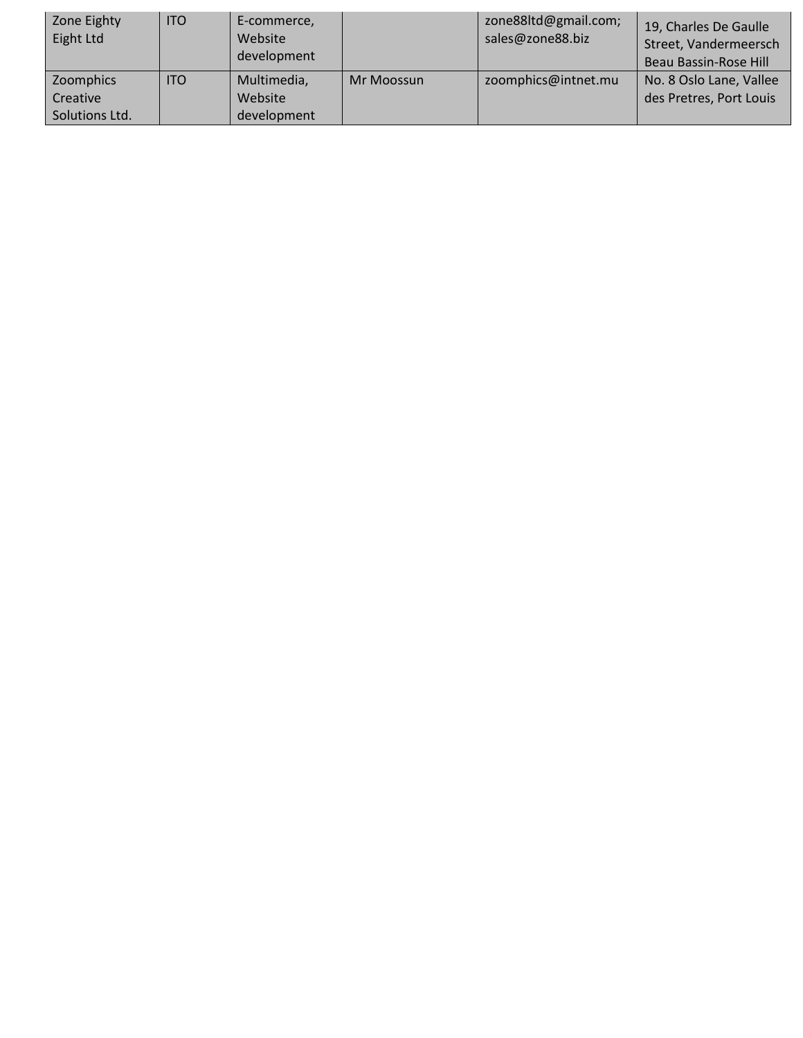| | | | | | |
|---|---|---|---|---|---|
| Zone Eighty Eight Ltd | ITO | E-commerce, Website development | | zone88ltd@gmail.com; sales@zone88.biz | 19, Charles De Gaulle Street, Vandermeersch Beau Bassin-Rose Hill |
| Zoomphics Creative Solutions Ltd. | ITO | Multimedia, Website development | Mr Moossun | zoomphics@intnet.mu | No. 8 Oslo Lane, Vallee des Pretres, Port Louis |